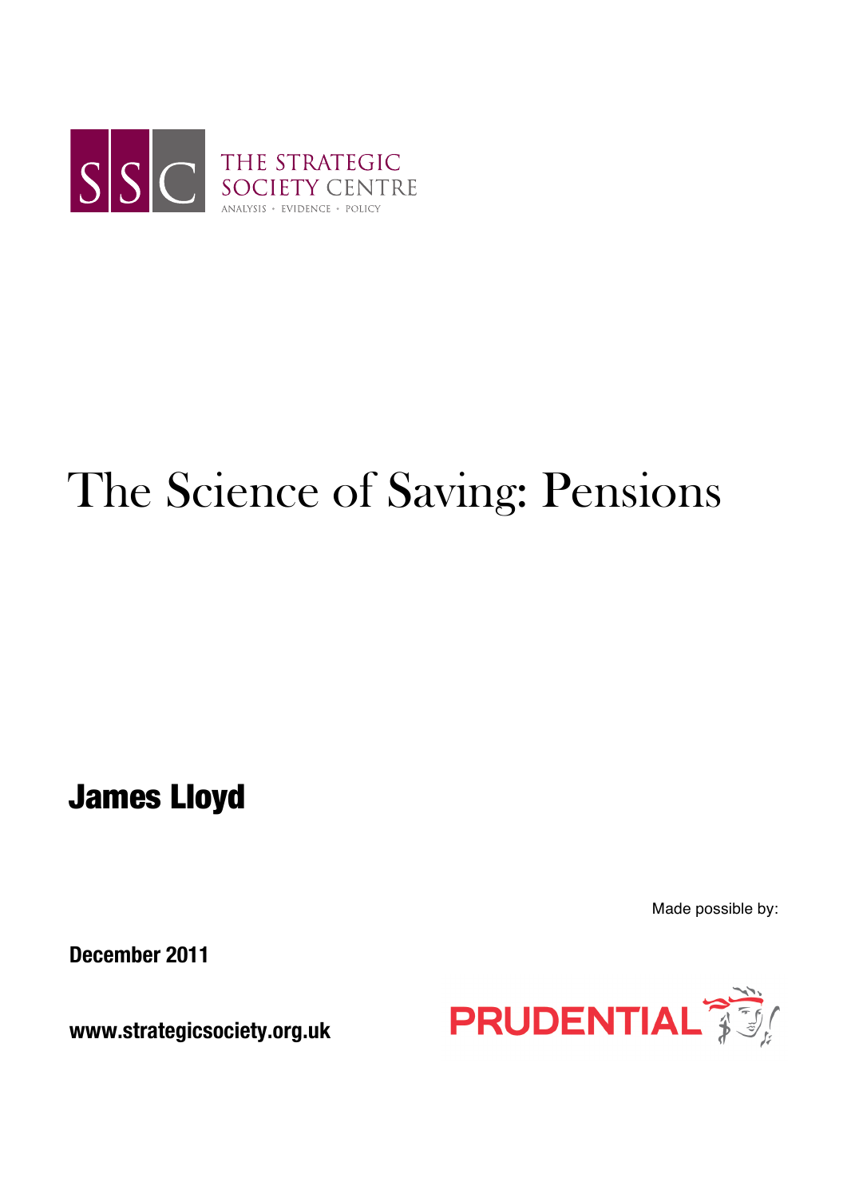THE STRATEGIC SOCIETY CENTRE

ANALYSIS • EVIDENCE • POLICY

# The Science of Saving: Pensions

## James Lloyd

Made possible by:

PRUDENTIAL

**December 2011**

**www.strategicsociety.org.uk**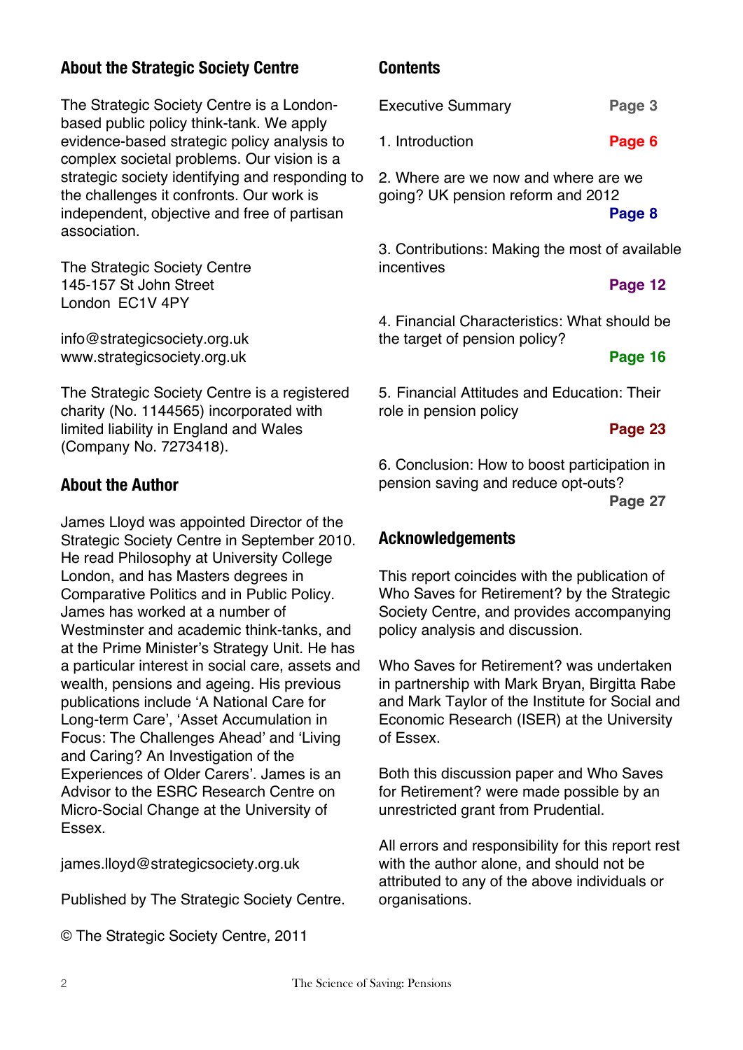## About the Strategic Society Centre

The Strategic Society Centre is a London-based public policy think-tank. We apply evidence-based strategic policy analysis to complex societal problems. Our vision is a strategic society identifying and responding to the challenges it confronts. Our work is independent, objective and free of partisan association.

The Strategic Society Centre
145-157 St John Street
London EC1V 4PY

info@strategicsociety.org.uk
www.strategicsociety.org.uk

The Strategic Society Centre is a registered charity (No. 1144565) incorporated with limited liability in England and Wales (Company No. 7273418).

## About the Author

James Lloyd was appointed Director of the Strategic Society Centre in September 2010. He read Philosophy at University College London, and has Masters degrees in Comparative Politics and in Public Policy. James has worked at a number of Westminster and academic think-tanks, and at the Prime Minister's Strategy Unit. He has a particular interest in social care, assets and wealth, pensions and ageing. His previous publications include 'A National Care for Long-term Care', 'Asset Accumulation in Focus: The Challenges Ahead' and 'Living and Caring? An Investigation of the Experiences of Older Carers'. James is an Advisor to the ESRC Research Centre on Micro-Social Change at the University of Essex.

james.lloyd@strategicsociety.org.uk

Published by The Strategic Society Centre.

© The Strategic Society Centre, 2011

## Contents

| | |
|---|---|
| Executive Summary | **Page 3** |
| 1. Introduction | **Page 6** |
| 2. Where are we now and where are we going? UK pension reform and 2012 | **Page 8** |
| 3. Contributions: Making the most of available incentives | **Page 12** |
| 4. Financial Characteristics: What should be the target of pension policy? | **Page 16** |
| 5. Financial Attitudes and Education: Their role in pension policy | **Page 23** |
| 6. Conclusion: How to boost participation in pension saving and reduce opt-outs? | **Page 27** |

## Acknowledgements

This report coincides with the publication of Who Saves for Retirement? by the Strategic Society Centre, and provides accompanying policy analysis and discussion.

Who Saves for Retirement? was undertaken in partnership with Mark Bryan, Birgitta Rabe and Mark Taylor of the Institute for Social and Economic Research (ISER) at the University of Essex.

Both this discussion paper and Who Saves for Retirement? were made possible by an unrestricted grant from Prudential.

All errors and responsibility for this report rest with the author alone, and should not be attributed to any of the above individuals or organisations.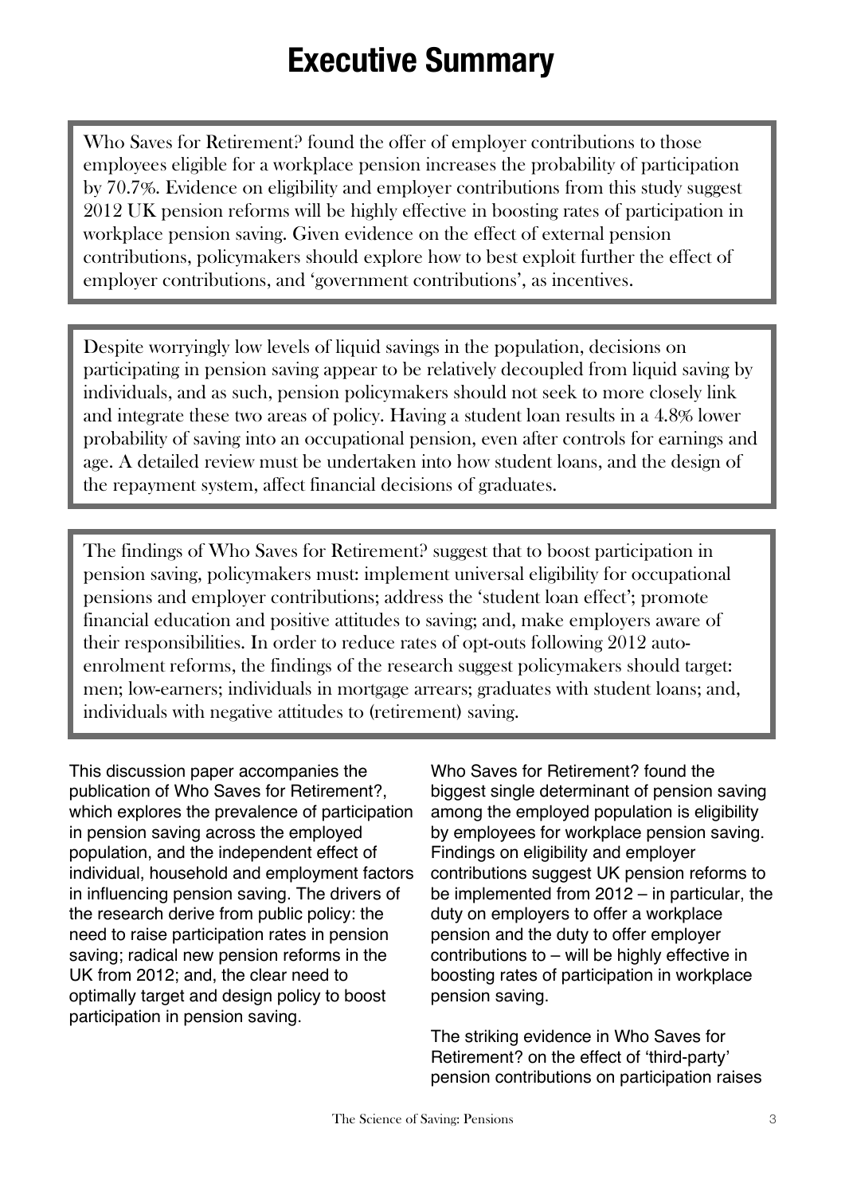# Executive Summary

Who Saves for Retirement? found the offer of employer contributions to those employees eligible for a workplace pension increases the probability of participation by 70.7%. Evidence on eligibility and employer contributions from this study suggest 2012 UK pension reforms will be highly effective in boosting rates of participation in workplace pension saving. Given evidence on the effect of external pension contributions, policymakers should explore how to best exploit further the effect of employer contributions, and 'government contributions', as incentives.

Despite worryingly low levels of liquid savings in the population, decisions on participating in pension saving appear to be relatively decoupled from liquid saving by individuals, and as such, pension policymakers should not seek to more closely link and integrate these two areas of policy. Having a student loan results in a 4.8% lower probability of saving into an occupational pension, even after controls for earnings and age. A detailed review must be undertaken into how student loans, and the design of the repayment system, affect financial decisions of graduates.

The findings of Who Saves for Retirement? suggest that to boost participation in pension saving, policymakers must: implement universal eligibility for occupational pensions and employer contributions; address the 'student loan effect'; promote financial education and positive attitudes to saving; and, make employers aware of their responsibilities. In order to reduce rates of opt-outs following 2012 auto-enrolment reforms, the findings of the research suggest policymakers should target: men; low-earners; individuals in mortgage arrears; graduates with student loans; and, individuals with negative attitudes to (retirement) saving.

This discussion paper accompanies the publication of Who Saves for Retirement?, which explores the prevalence of participation in pension saving across the employed population, and the independent effect of individual, household and employment factors in influencing pension saving. The drivers of the research derive from public policy: the need to raise participation rates in pension saving; radical new pension reforms in the UK from 2012; and, the clear need to optimally target and design policy to boost participation in pension saving.

Who Saves for Retirement? found the biggest single determinant of pension saving among the employed population is eligibility by employees for workplace pension saving. Findings on eligibility and employer contributions suggest UK pension reforms to be implemented from 2012 – in particular, the duty on employers to offer a workplace pension and the duty to offer employer contributions to – will be highly effective in boosting rates of participation in workplace pension saving.

The striking evidence in Who Saves for Retirement? on the effect of 'third-party' pension contributions on participation raises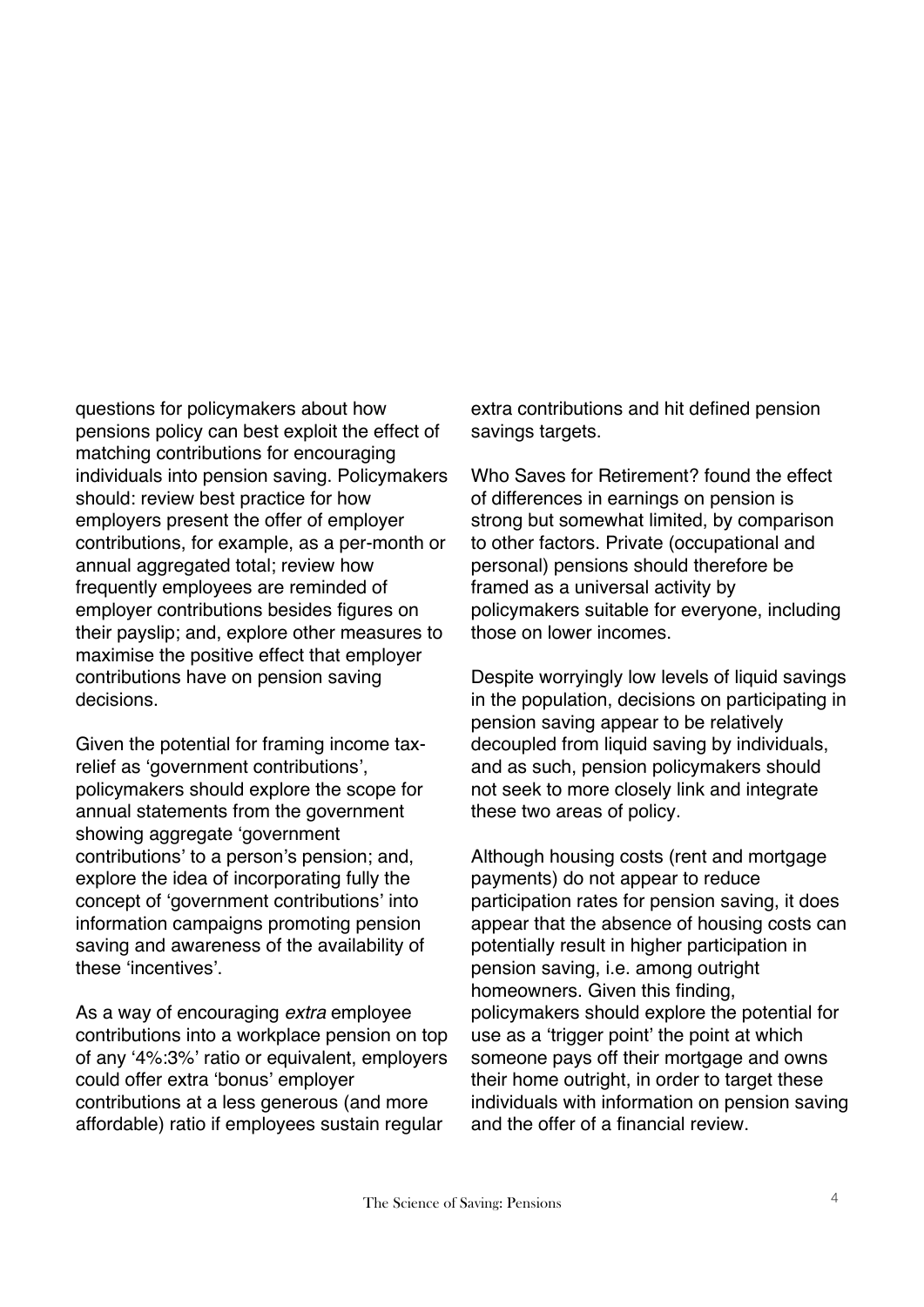questions for policymakers about how pensions policy can best exploit the effect of matching contributions for encouraging individuals into pension saving. Policymakers should: review best practice for how employers present the offer of employer contributions, for example, as a per-month or annual aggregated total; review how frequently employees are reminded of employer contributions besides figures on their payslip; and, explore other measures to maximise the positive effect that employer contributions have on pension saving decisions.

Given the potential for framing income tax-relief as 'government contributions', policymakers should explore the scope for annual statements from the government showing aggregate 'government contributions' to a person's pension; and, explore the idea of incorporating fully the concept of 'government contributions' into information campaigns promoting pension saving and awareness of the availability of these 'incentives'.

As a way of encouraging *extra* employee contributions into a workplace pension on top of any '4%:3%' ratio or equivalent, employers could offer extra 'bonus' employer contributions at a less generous (and more affordable) ratio if employees sustain regular extra contributions and hit defined pension savings targets.

Who Saves for Retirement? found the effect of differences in earnings on pension is strong but somewhat limited, by comparison to other factors. Private (occupational and personal) pensions should therefore be framed as a universal activity by policymakers suitable for everyone, including those on lower incomes.

Despite worryingly low levels of liquid savings in the population, decisions on participating in pension saving appear to be relatively decoupled from liquid saving by individuals, and as such, pension policymakers should not seek to more closely link and integrate these two areas of policy.

Although housing costs (rent and mortgage payments) do not appear to reduce participation rates for pension saving, it does appear that the absence of housing costs can potentially result in higher participation in pension saving, i.e. among outright homeowners. Given this finding, policymakers should explore the potential for use as a 'trigger point' the point at which someone pays off their mortgage and owns their home outright, in order to target these individuals with information on pension saving and the offer of a financial review.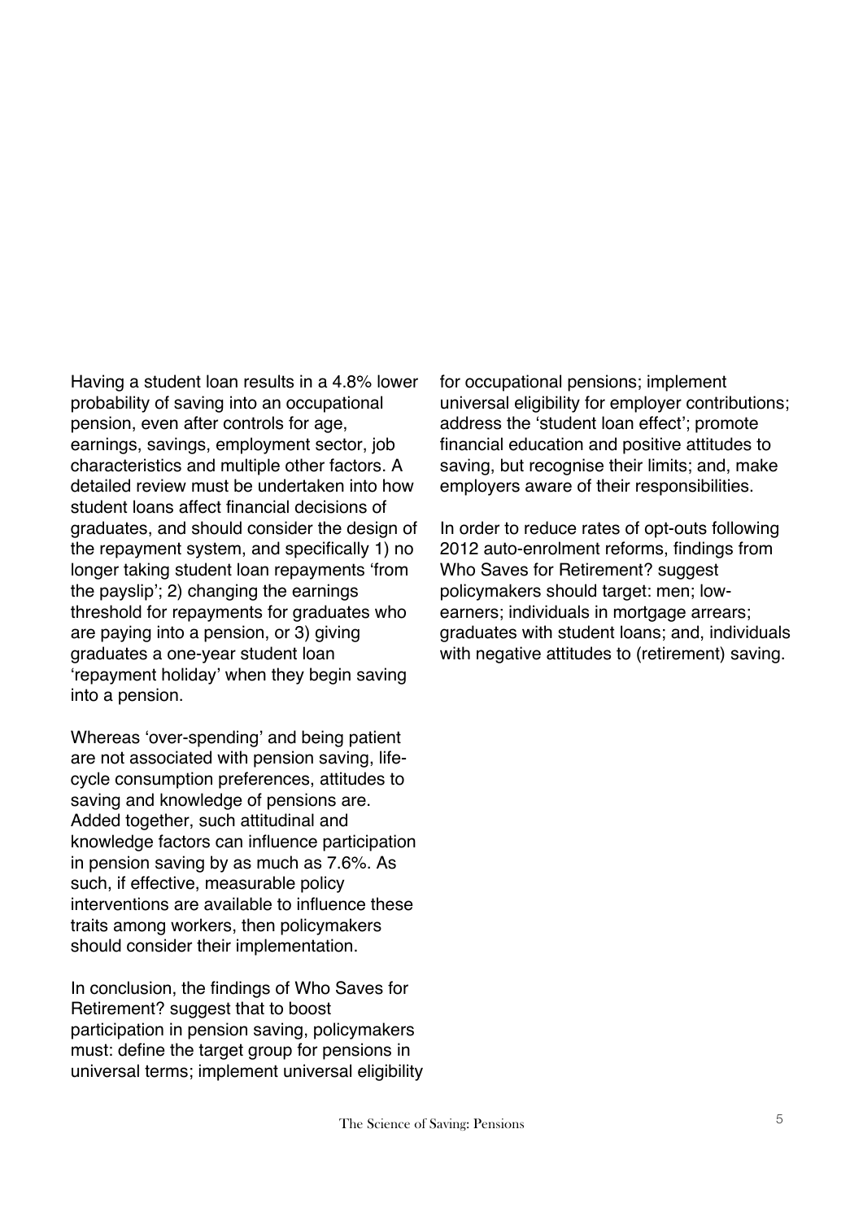Having a student loan results in a 4.8% lower probability of saving into an occupational pension, even after controls for age, earnings, savings, employment sector, job characteristics and multiple other factors. A detailed review must be undertaken into how student loans affect financial decisions of graduates, and should consider the design of the repayment system, and specifically 1) no longer taking student loan repayments 'from the payslip'; 2) changing the earnings threshold for repayments for graduates who are paying into a pension, or 3) giving graduates a one-year student loan 'repayment holiday' when they begin saving into a pension.

Whereas 'over-spending' and being patient are not associated with pension saving, life-cycle consumption preferences, attitudes to saving and knowledge of pensions are. Added together, such attitudinal and knowledge factors can influence participation in pension saving by as much as 7.6%. As such, if effective, measurable policy interventions are available to influence these traits among workers, then policymakers should consider their implementation.

In conclusion, the findings of Who Saves for Retirement? suggest that to boost participation in pension saving, policymakers must: define the target group for pensions in universal terms; implement universal eligibility for occupational pensions; implement universal eligibility for employer contributions; address the 'student loan effect'; promote financial education and positive attitudes to saving, but recognise their limits; and, make employers aware of their responsibilities.

In order to reduce rates of opt-outs following 2012 auto-enrolment reforms, findings from Who Saves for Retirement? suggest policymakers should target: men; low-earners; individuals in mortgage arrears; graduates with student loans; and, individuals with negative attitudes to (retirement) saving.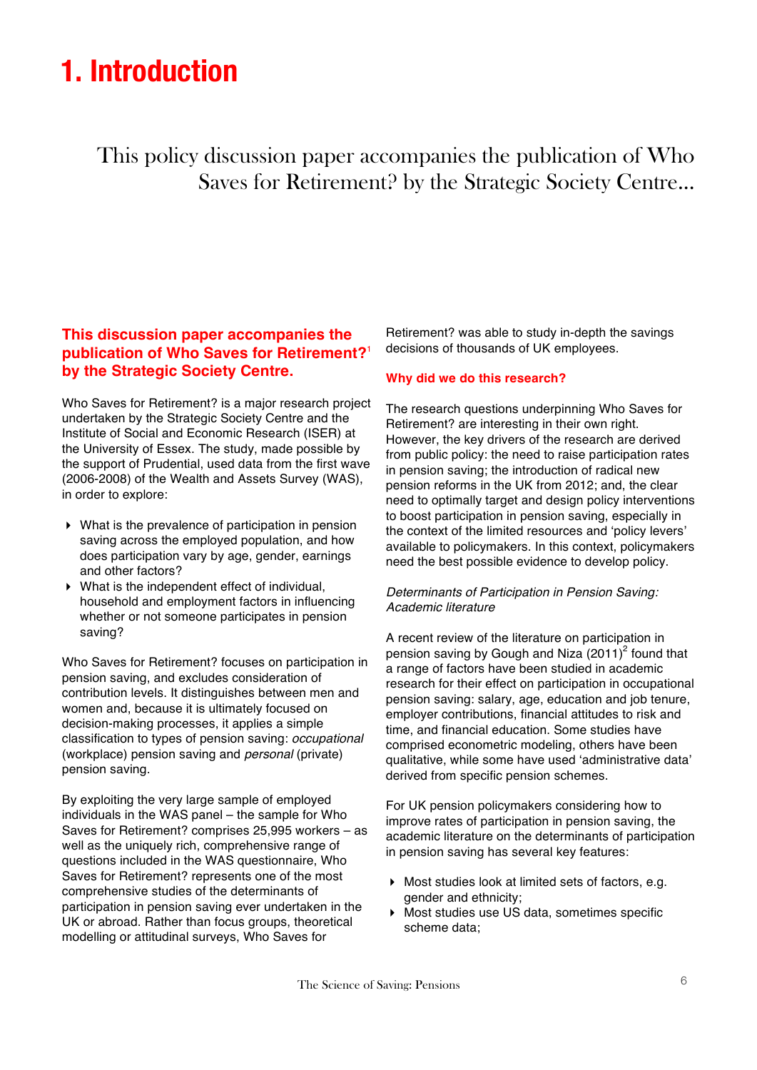# 1. Introduction

This policy discussion paper accompanies the publication of Who Saves for Retirement? by the Strategic Society Centre...

## This discussion paper accompanies the publication of Who Saves for Retirement?[1] by the Strategic Society Centre.

Who Saves for Retirement? is a major research project undertaken by the Strategic Society Centre and the Institute of Social and Economic Research (ISER) at the University of Essex. The study, made possible by the support of Prudential, used data from the first wave (2006-2008) of the Wealth and Assets Survey (WAS), in order to explore:

- What is the prevalence of participation in pension saving across the employed population, and how does participation vary by age, gender, earnings and other factors?
- What is the independent effect of individual, household and employment factors in influencing whether or not someone participates in pension saving?

Who Saves for Retirement? focuses on participation in pension saving, and excludes consideration of contribution levels. It distinguishes between men and women and, because it is ultimately focused on decision-making processes, it applies a simple classification to types of pension saving: *occupational* (workplace) pension saving and *personal* (private) pension saving.

By exploiting the very large sample of employed individuals in the WAS panel – the sample for Who Saves for Retirement? comprises 25,995 workers – as well as the uniquely rich, comprehensive range of questions included in the WAS questionnaire, Who Saves for Retirement? represents one of the most comprehensive studies of the determinants of participation in pension saving ever undertaken in the UK or abroad. Rather than focus groups, theoretical modelling or attitudinal surveys, Who Saves for Retirement? was able to study in-depth the savings decisions of thousands of UK employees.

### Why did we do this research?

The research questions underpinning Who Saves for Retirement? are interesting in their own right. However, the key drivers of the research are derived from public policy: the need to raise participation rates in pension saving; the introduction of radical new pension reforms in the UK from 2012; and, the clear need to optimally target and design policy interventions to boost participation in pension saving, especially in the context of the limited resources and 'policy levers' available to policymakers. In this context, policymakers need the best possible evidence to develop policy.

*Determinants of Participation in Pension Saving: Academic literature*

A recent review of the literature on participation in pension saving by Gough and Niza (2011)[2] found that a range of factors have been studied in academic research for their effect on participation in occupational pension saving: salary, age, education and job tenure, employer contributions, financial attitudes to risk and time, and financial education. Some studies have comprised econometric modeling, others have been qualitative, while some have used 'administrative data' derived from specific pension schemes.

For UK pension policymakers considering how to improve rates of participation in pension saving, the academic literature on the determinants of participation in pension saving has several key features:

- Most studies look at limited sets of factors, e.g. gender and ethnicity;
- Most studies use US data, sometimes specific scheme data;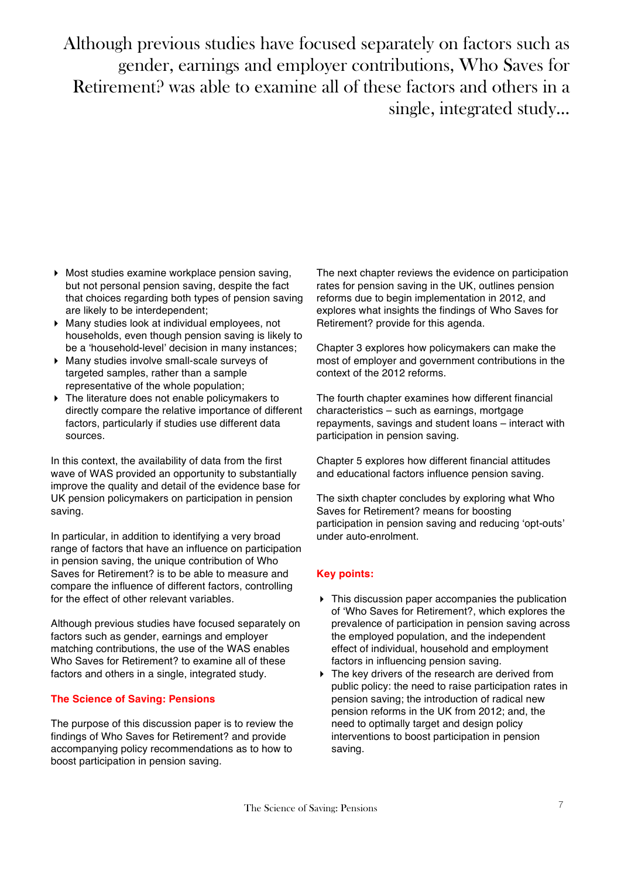> Although previous studies have focused separately on factors such as gender, earnings and employer contributions, Who Saves for Retirement? was able to examine all of these factors and others in a single, integrated study...

- Most studies examine workplace pension saving, but not personal pension saving, despite the fact that choices regarding both types of pension saving are likely to be interdependent;
- Many studies look at individual employees, not households, even though pension saving is likely to be a 'household-level' decision in many instances;
- Many studies involve small-scale surveys of targeted samples, rather than a sample representative of the whole population;
- The literature does not enable policymakers to directly compare the relative importance of different factors, particularly if studies use different data sources.

In this context, the availability of data from the first wave of WAS provided an opportunity to substantially improve the quality and detail of the evidence base for UK pension policymakers on participation in pension saving.

In particular, in addition to identifying a very broad range of factors that have an influence on participation in pension saving, the unique contribution of Who Saves for Retirement? is to be able to measure and compare the influence of different factors, controlling for the effect of other relevant variables.

Although previous studies have focused separately on factors such as gender, earnings and employer matching contributions, the use of the WAS enables Who Saves for Retirement? to examine all of these factors and others in a single, integrated study.

### The Science of Saving: Pensions

The purpose of this discussion paper is to review the findings of Who Saves for Retirement? and provide accompanying policy recommendations as to how to boost participation in pension saving.

The next chapter reviews the evidence on participation rates for pension saving in the UK, outlines pension reforms due to begin implementation in 2012, and explores what insights the findings of Who Saves for Retirement? provide for this agenda.

Chapter 3 explores how policymakers can make the most of employer and government contributions in the context of the 2012 reforms.

The fourth chapter examines how different financial characteristics – such as earnings, mortgage repayments, savings and student loans – interact with participation in pension saving.

Chapter 5 explores how different financial attitudes and educational factors influence pension saving.

The sixth chapter concludes by exploring what Who Saves for Retirement? means for boosting participation in pension saving and reducing 'opt-outs' under auto-enrolment.

### Key points:

- This discussion paper accompanies the publication of 'Who Saves for Retirement?, which explores the prevalence of participation in pension saving across the employed population, and the independent effect of individual, household and employment factors in influencing pension saving.
- The key drivers of the research are derived from public policy: the need to raise participation rates in pension saving; the introduction of radical new pension reforms in the UK from 2012; and, the need to optimally target and design policy interventions to boost participation in pension saving.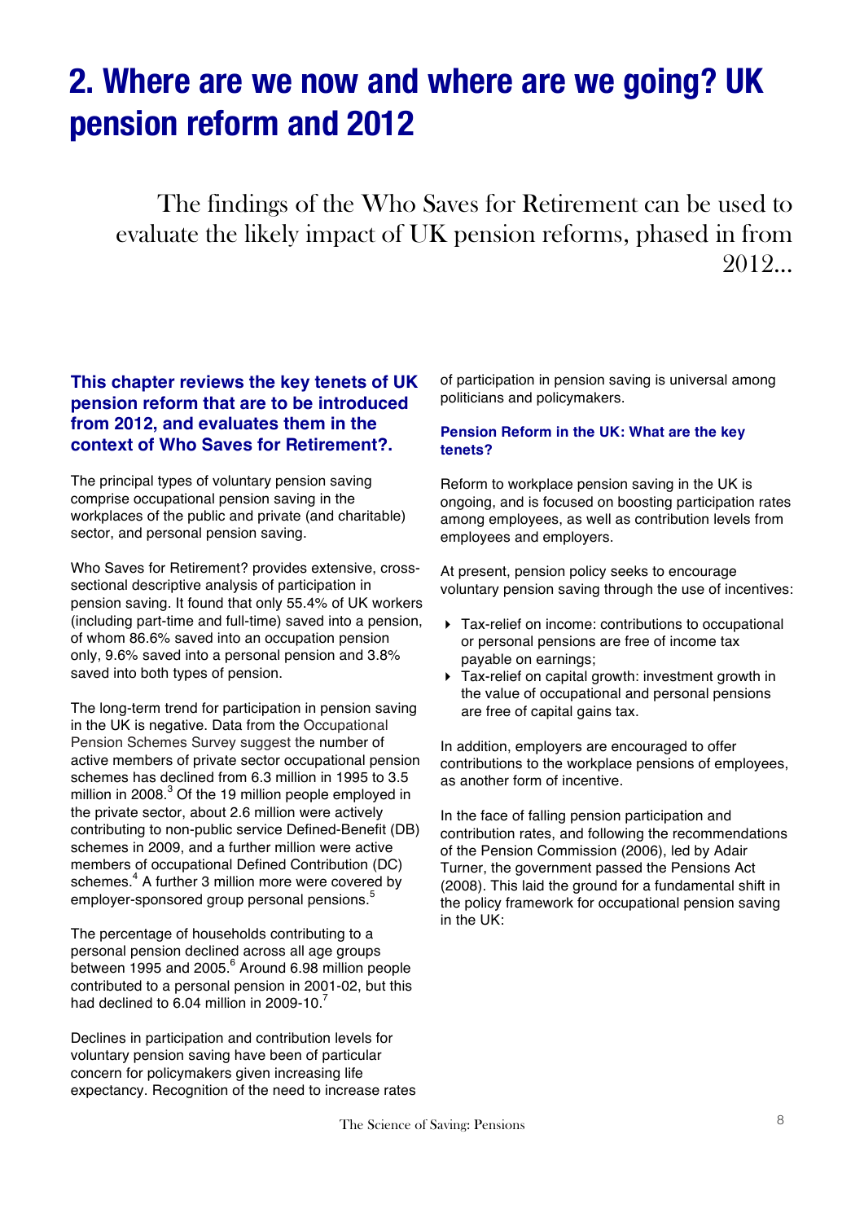# 2. Where are we now and where are we going? UK pension reform and 2012

The findings of the Who Saves for Retirement can be used to evaluate the likely impact of UK pension reforms, phased in from 2012...

**This chapter reviews the key tenets of UK pension reform that are to be introduced from 2012, and evaluates them in the context of Who Saves for Retirement?.**

The principal types of voluntary pension saving comprise occupational pension saving in the workplaces of the public and private (and charitable) sector, and personal pension saving.

Who Saves for Retirement? provides extensive, cross-sectional descriptive analysis of participation in pension saving. It found that only 55.4% of UK workers (including part-time and full-time) saved into a pension, of whom 86.6% saved into an occupation pension only, 9.6% saved into a personal pension and 3.8% saved into both types of pension.

The long-term trend for participation in pension saving in the UK is negative. Data from the Occupational Pension Schemes Survey suggest the number of active members of private sector occupational pension schemes has declined from 6.3 million in 1995 to 3.5 million in 2008.[3] Of the 19 million people employed in the private sector, about 2.6 million were actively contributing to non-public service Defined-Benefit (DB) schemes in 2009, and a further million were active members of occupational Defined Contribution (DC) schemes.[4] A further 3 million more were covered by employer-sponsored group personal pensions.[5]

The percentage of households contributing to a personal pension declined across all age groups between 1995 and 2005.[6] Around 6.98 million people contributed to a personal pension in 2001-02, but this had declined to 6.04 million in 2009-10.[7]

Declines in participation and contribution levels for voluntary pension saving have been of particular concern for policymakers given increasing life expectancy. Recognition of the need to increase rates of participation in pension saving is universal among politicians and policymakers.

### Pension Reform in the UK: What are the key tenets?

Reform to workplace pension saving in the UK is ongoing, and is focused on boosting participation rates among employees, as well as contribution levels from employees and employers.

At present, pension policy seeks to encourage voluntary pension saving through the use of incentives:

- Tax-relief on income: contributions to occupational or personal pensions are free of income tax payable on earnings;
- Tax-relief on capital growth: investment growth in the value of occupational and personal pensions are free of capital gains tax.

In addition, employers are encouraged to offer contributions to the workplace pensions of employees, as another form of incentive.

In the face of falling pension participation and contribution rates, and following the recommendations of the Pension Commission (2006), led by Adair Turner, the government passed the Pensions Act (2008). This laid the ground for a fundamental shift in the policy framework for occupational pension saving in the UK: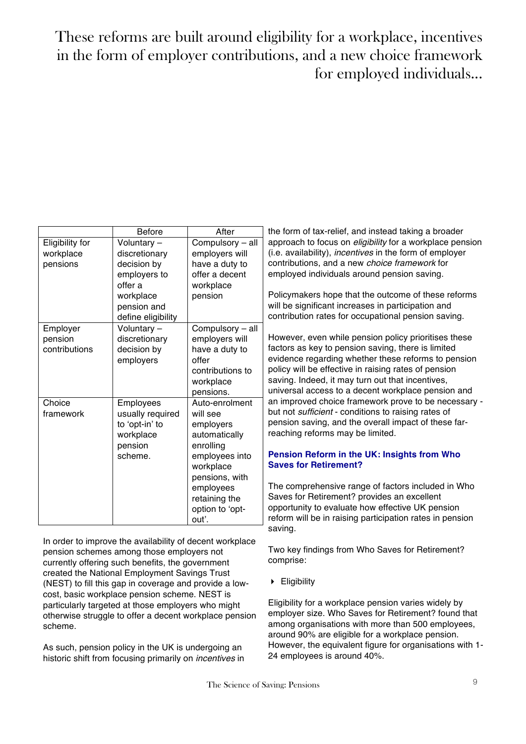# These reforms are built around eligibility for a workplace, incentives in the form of employer contributions, and a new choice framework for employed individuals...

| | Before | After |
|---|---|---|
| Eligibility for workplace pensions | Voluntary – discretionary decision by employers to offer a workplace pension and define eligibility | Compulsory – all employers will have a duty to offer a decent workplace pension |
| Employer pension contributions | Voluntary – discretionary decision by employers | Compulsory – all employers will have a duty to offer contributions to workplace pensions. |
| Choice framework | Employees usually required to 'opt-in' to workplace pension scheme. | Auto-enrolment will see employers automatically enrolling employees into workplace pensions, with employees retaining the option to 'opt-out'. |

In order to improve the availability of decent workplace pension schemes among those employers not currently offering such benefits, the government created the National Employment Savings Trust (NEST) to fill this gap in coverage and provide a low-cost, basic workplace pension scheme. NEST is particularly targeted at those employers who might otherwise struggle to offer a decent workplace pension scheme.

As such, pension policy in the UK is undergoing an historic shift from focusing primarily on *incentives* in the form of tax-relief, and instead taking a broader approach to focus on *eligibility* for a workplace pension (i.e. availability), *incentives* in the form of employer contributions, and a new *choice framework* for employed individuals around pension saving.

Policymakers hope that the outcome of these reforms will be significant increases in participation and contribution rates for occupational pension saving.

However, even while pension policy prioritises these factors as key to pension saving, there is limited evidence regarding whether these reforms to pension policy will be effective in raising rates of pension saving. Indeed, it may turn out that incentives, universal access to a decent workplace pension and an improved choice framework prove to be necessary - but not *sufficient* - conditions to raising rates of pension saving, and the overall impact of these far-reaching reforms may be limited.

### Pension Reform in the UK: Insights from Who Saves for Retirement?

The comprehensive range of factors included in Who Saves for Retirement? provides an excellent opportunity to evaluate how effective UK pension reform will be in raising participation rates in pension saving.

Two key findings from Who Saves for Retirement? comprise:

- Eligibility

Eligibility for a workplace pension varies widely by employer size. Who Saves for Retirement? found that among organisations with more than 500 employees, around 90% are eligible for a workplace pension. However, the equivalent figure for organisations with 1-24 employees is around 40%.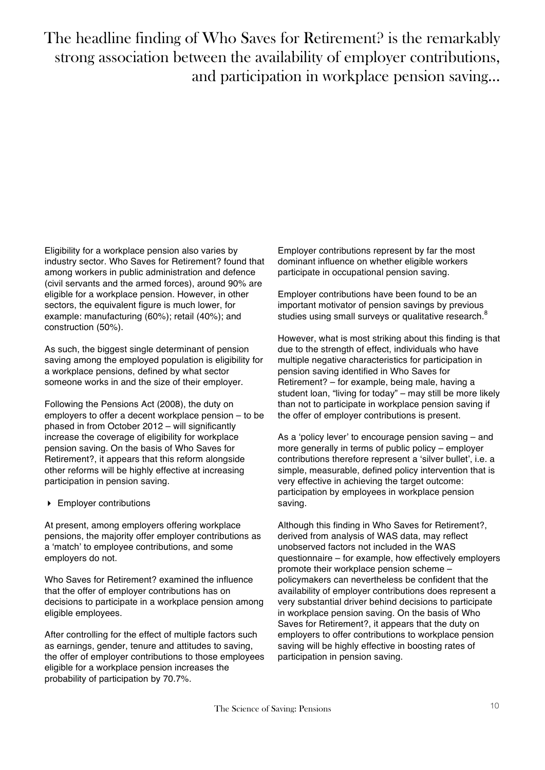# The headline finding of Who Saves for Retirement? is the remarkably strong association between the availability of employer contributions, and participation in workplace pension saving...

Eligibility for a workplace pension also varies by industry sector. Who Saves for Retirement? found that among workers in public administration and defence (civil servants and the armed forces), around 90% are eligible for a workplace pension. However, in other sectors, the equivalent figure is much lower, for example: manufacturing (60%); retail (40%); and construction (50%).

As such, the biggest single determinant of pension saving among the employed population is eligibility for a workplace pensions, defined by what sector someone works in and the size of their employer.

Following the Pensions Act (2008), the duty on employers to offer a decent workplace pension – to be phased in from October 2012 – will significantly increase the coverage of eligibility for workplace pension saving. On the basis of Who Saves for Retirement?, it appears that this reform alongside other reforms will be highly effective at increasing participation in pension saving.

- Employer contributions

At present, among employers offering workplace pensions, the majority offer employer contributions as a 'match' to employee contributions, and some employers do not.

Who Saves for Retirement? examined the influence that the offer of employer contributions has on decisions to participate in a workplace pension among eligible employees.

After controlling for the effect of multiple factors such as earnings, gender, tenure and attitudes to saving, the offer of employer contributions to those employees eligible for a workplace pension increases the probability of participation by 70.7%.

Employer contributions represent by far the most dominant influence on whether eligible workers participate in occupational pension saving.

Employer contributions have been found to be an important motivator of pension savings by previous studies using small surveys or qualitative research.[8]

However, what is most striking about this finding is that due to the strength of effect, individuals who have multiple negative characteristics for participation in pension saving identified in Who Saves for Retirement? – for example, being male, having a student loan, "living for today" – may still be more likely than not to participate in workplace pension saving if the offer of employer contributions is present.

As a 'policy lever' to encourage pension saving – and more generally in terms of public policy – employer contributions therefore represent a 'silver bullet', i.e. a simple, measurable, defined policy intervention that is very effective in achieving the target outcome: participation by employees in workplace pension saving.

Although this finding in Who Saves for Retirement?, derived from analysis of WAS data, may reflect unobserved factors not included in the WAS questionnaire – for example, how effectively employers promote their workplace pension scheme – policymakers can nevertheless be confident that the availability of employer contributions does represent a very substantial driver behind decisions to participate in workplace pension saving. On the basis of Who Saves for Retirement?, it appears that the duty on employers to offer contributions to workplace pension saving will be highly effective in boosting rates of participation in pension saving.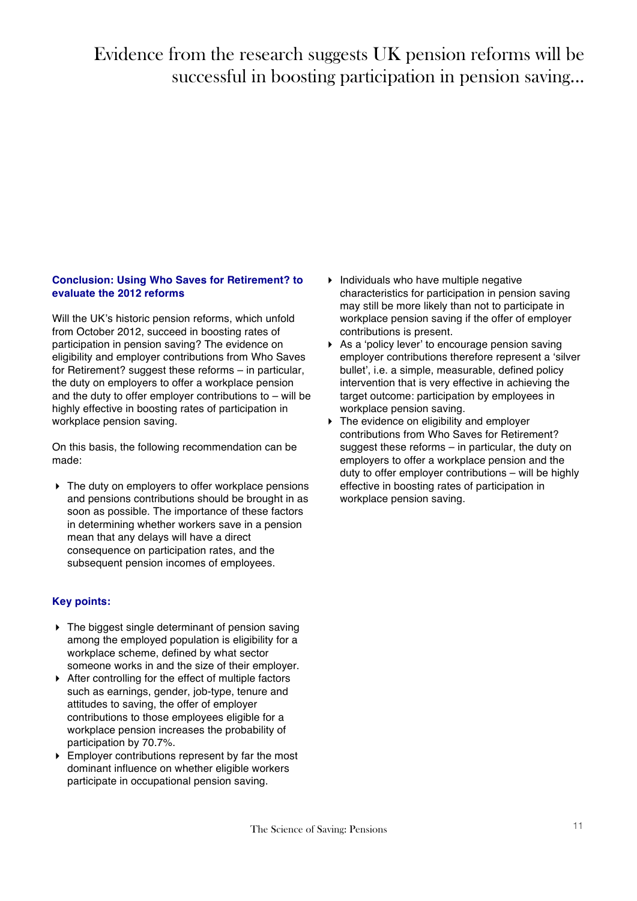# Evidence from the research suggests UK pension reforms will be successful in boosting participation in pension saving...

### Conclusion: Using Who Saves for Retirement? to evaluate the 2012 reforms

Will the UK's historic pension reforms, which unfold from October 2012, succeed in boosting rates of participation in pension saving? The evidence on eligibility and employer contributions from Who Saves for Retirement? suggest these reforms – in particular, the duty on employers to offer a workplace pension and the duty to offer employer contributions to – will be highly effective in boosting rates of participation in workplace pension saving.

On this basis, the following recommendation can be made:

- The duty on employers to offer workplace pensions and pensions contributions should be brought in as soon as possible. The importance of these factors in determining whether workers save in a pension mean that any delays will have a direct consequence on participation rates, and the subsequent pension incomes of employees.

### Key points:

- The biggest single determinant of pension saving among the employed population is eligibility for a workplace scheme, defined by what sector someone works in and the size of their employer.
- After controlling for the effect of multiple factors such as earnings, gender, job-type, tenure and attitudes to saving, the offer of employer contributions to those employees eligible for a workplace pension increases the probability of participation by 70.7%.
- Employer contributions represent by far the most dominant influence on whether eligible workers participate in occupational pension saving.
- Individuals who have multiple negative characteristics for participation in pension saving may still be more likely than not to participate in workplace pension saving if the offer of employer contributions is present.
- As a 'policy lever' to encourage pension saving employer contributions therefore represent a 'silver bullet', i.e. a simple, measurable, defined policy intervention that is very effective in achieving the target outcome: participation by employees in workplace pension saving.
- The evidence on eligibility and employer contributions from Who Saves for Retirement? suggest these reforms – in particular, the duty on employers to offer a workplace pension and the duty to offer employer contributions – will be highly effective in boosting rates of participation in workplace pension saving.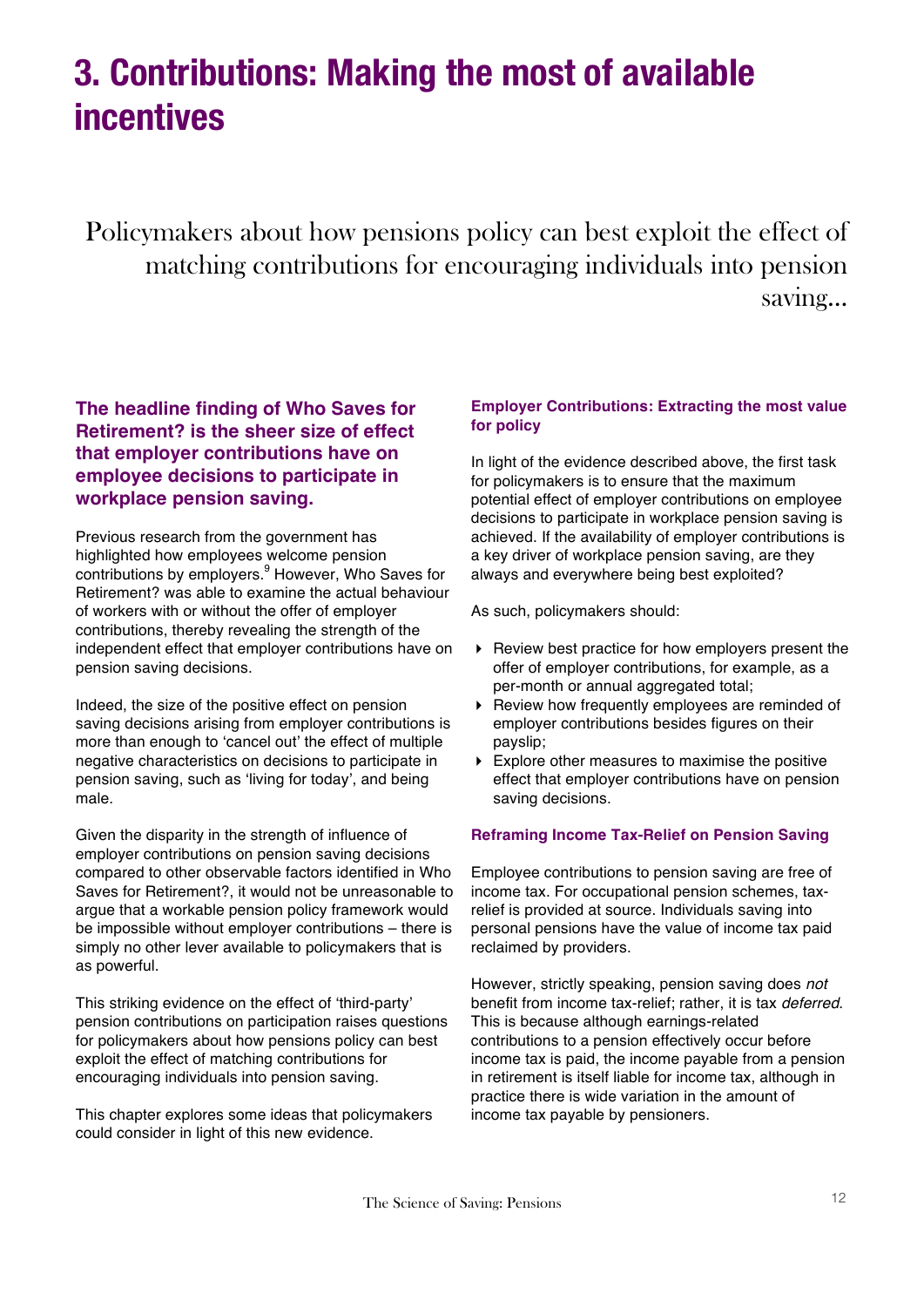# 3. Contributions: Making the most of available incentives

Policymakers about how pensions policy can best exploit the effect of matching contributions for encouraging individuals into pension saving...

**The headline finding of Who Saves for Retirement? is the sheer size of effect that employer contributions have on employee decisions to participate in workplace pension saving.**

Previous research from the government has highlighted how employees welcome pension contributions by employers.[9] However, Who Saves for Retirement? was able to examine the actual behaviour of workers with or without the offer of employer contributions, thereby revealing the strength of the independent effect that employer contributions have on pension saving decisions.

Indeed, the size of the positive effect on pension saving decisions arising from employer contributions is more than enough to 'cancel out' the effect of multiple negative characteristics on decisions to participate in pension saving, such as 'living for today', and being male.

Given the disparity in the strength of influence of employer contributions on pension saving decisions compared to other observable factors identified in Who Saves for Retirement?, it would not be unreasonable to argue that a workable pension policy framework would be impossible without employer contributions – there is simply no other lever available to policymakers that is as powerful.

This striking evidence on the effect of 'third-party' pension contributions on participation raises questions for policymakers about how pensions policy can best exploit the effect of matching contributions for encouraging individuals into pension saving.

This chapter explores some ideas that policymakers could consider in light of this new evidence.

### Employer Contributions: Extracting the most value for policy

In light of the evidence described above, the first task for policymakers is to ensure that the maximum potential effect of employer contributions on employee decisions to participate in workplace pension saving is achieved. If the availability of employer contributions is a key driver of workplace pension saving, are they always and everywhere being best exploited?

As such, policymakers should:

- Review best practice for how employers present the offer of employer contributions, for example, as a per-month or annual aggregated total;
- Review how frequently employees are reminded of employer contributions besides figures on their payslip;
- Explore other measures to maximise the positive effect that employer contributions have on pension saving decisions.

### Reframing Income Tax-Relief on Pension Saving

Employee contributions to pension saving are free of income tax. For occupational pension schemes, tax-relief is provided at source. Individuals saving into personal pensions have the value of income tax paid reclaimed by providers.

However, strictly speaking, pension saving does *not* benefit from income tax-relief; rather, it is tax *deferred*. This is because although earnings-related contributions to a pension effectively occur before income tax is paid, the income payable from a pension in retirement is itself liable for income tax, although in practice there is wide variation in the amount of income tax payable by pensioners.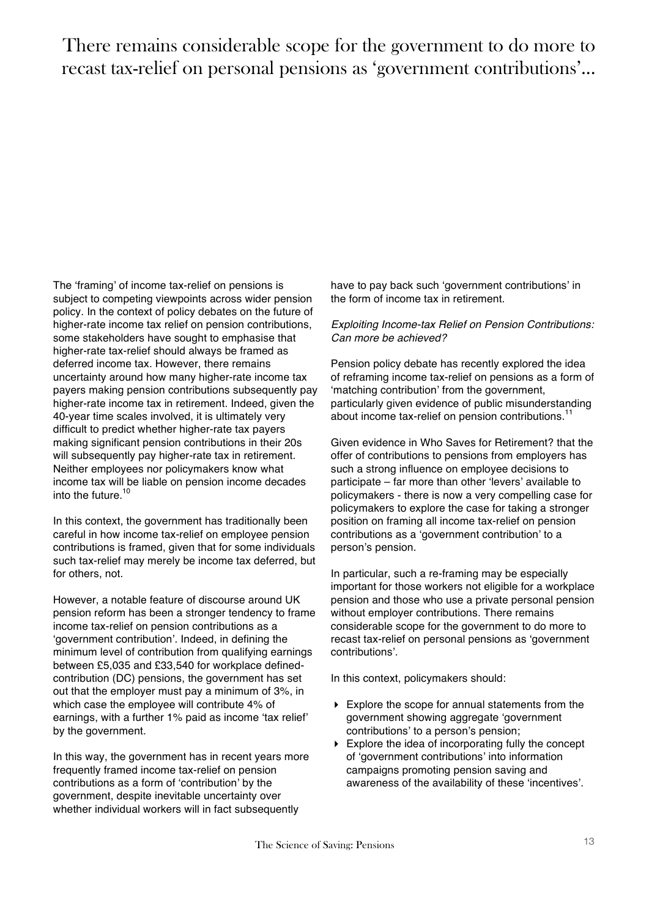# There remains considerable scope for the government to do more to recast tax-relief on personal pensions as 'government contributions'...

The 'framing' of income tax-relief on pensions is subject to competing viewpoints across wider pension policy. In the context of policy debates on the future of higher-rate income tax relief on pension contributions, some stakeholders have sought to emphasise that higher-rate tax-relief should always be framed as deferred income tax. However, there remains uncertainty around how many higher-rate income tax payers making pension contributions subsequently pay higher-rate income tax in retirement. Indeed, given the 40-year time scales involved, it is ultimately very difficult to predict whether higher-rate tax payers making significant pension contributions in their 20s will subsequently pay higher-rate tax in retirement. Neither employees nor policymakers know what income tax will be liable on pension income decades into the future.[10]

In this context, the government has traditionally been careful in how income tax-relief on employee pension contributions is framed, given that for some individuals such tax-relief may merely be income tax deferred, but for others, not.

However, a notable feature of discourse around UK pension reform has been a stronger tendency to frame income tax-relief on pension contributions as a 'government contribution'. Indeed, in defining the minimum level of contribution from qualifying earnings between £5,035 and £33,540 for workplace defined-contribution (DC) pensions, the government has set out that the employer must pay a minimum of 3%, in which case the employee will contribute 4% of earnings, with a further 1% paid as income 'tax relief' by the government.

In this way, the government has in recent years more frequently framed income tax-relief on pension contributions as a form of 'contribution' by the government, despite inevitable uncertainty over whether individual workers will in fact subsequently have to pay back such 'government contributions' in the form of income tax in retirement.

*Exploiting Income-tax Relief on Pension Contributions: Can more be achieved?*

Pension policy debate has recently explored the idea of reframing income tax-relief on pensions as a form of 'matching contribution' from the government, particularly given evidence of public misunderstanding about income tax-relief on pension contributions.[11]

Given evidence in Who Saves for Retirement? that the offer of contributions to pensions from employers has such a strong influence on employee decisions to participate – far more than other 'levers' available to policymakers - there is now a very compelling case for policymakers to explore the case for taking a stronger position on framing all income tax-relief on pension contributions as a 'government contribution' to a person's pension.

In particular, such a re-framing may be especially important for those workers not eligible for a workplace pension and those who use a private personal pension without employer contributions. There remains considerable scope for the government to do more to recast tax-relief on personal pensions as 'government contributions'.

In this context, policymakers should:

- Explore the scope for annual statements from the government showing aggregate 'government contributions' to a person's pension;
- Explore the idea of incorporating fully the concept of 'government contributions' into information campaigns promoting pension saving and awareness of the availability of these 'incentives'.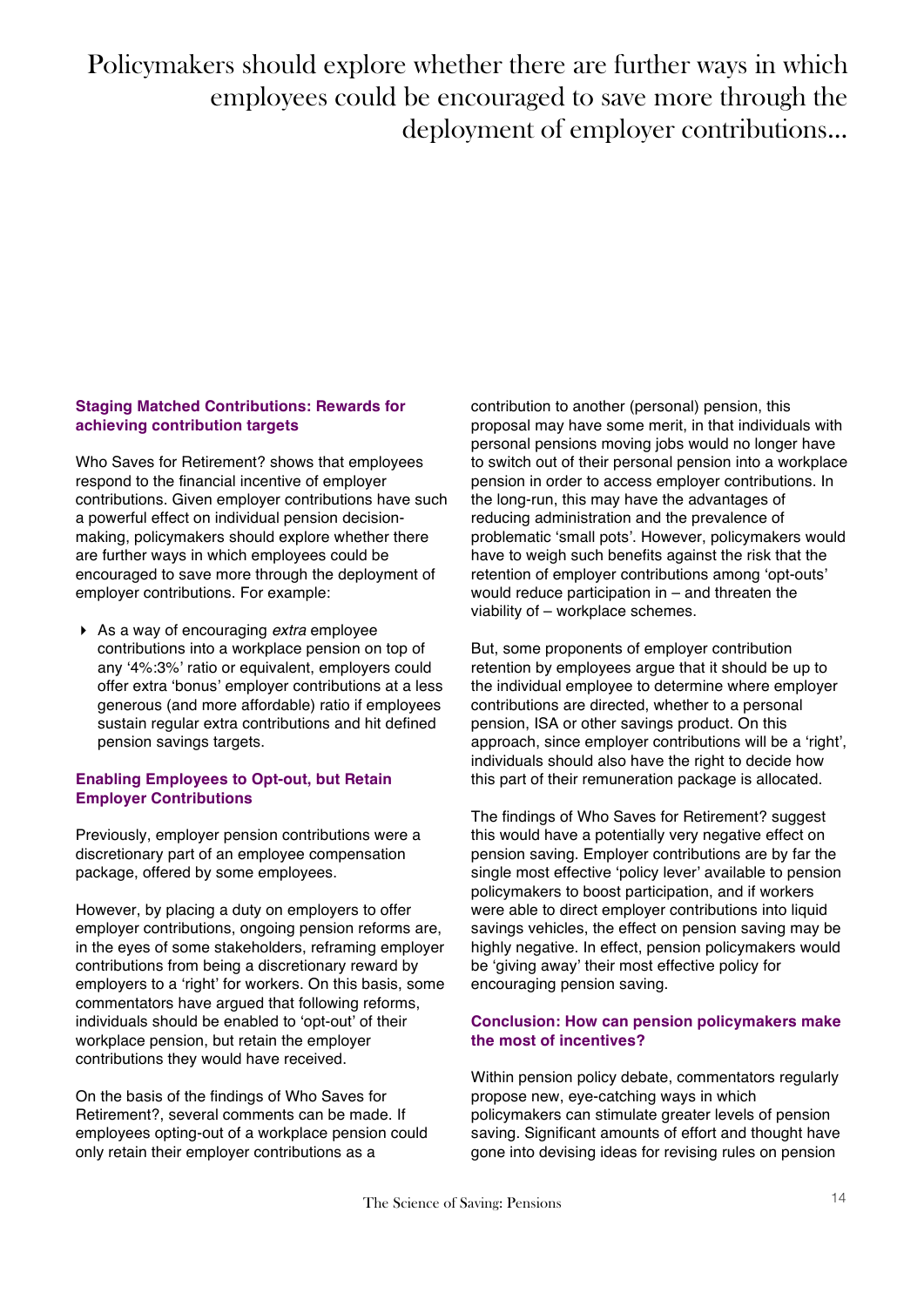Policymakers should explore whether there are further ways in which employees could be encouraged to save more through the deployment of employer contributions...

### Staging Matched Contributions: Rewards for achieving contribution targets

Who Saves for Retirement? shows that employees respond to the financial incentive of employer contributions. Given employer contributions have such a powerful effect on individual pension decision-making, policymakers should explore whether there are further ways in which employees could be encouraged to save more through the deployment of employer contributions. For example:

- As a way of encouraging *extra* employee contributions into a workplace pension on top of any '4%:3%' ratio or equivalent, employers could offer extra 'bonus' employer contributions at a less generous (and more affordable) ratio if employees sustain regular extra contributions and hit defined pension savings targets.

### Enabling Employees to Opt-out, but Retain Employer Contributions

Previously, employer pension contributions were a discretionary part of an employee compensation package, offered by some employees.

However, by placing a duty on employers to offer employer contributions, ongoing pension reforms are, in the eyes of some stakeholders, reframing employer contributions from being a discretionary reward by employers to a 'right' for workers. On this basis, some commentators have argued that following reforms, individuals should be enabled to 'opt-out' of their workplace pension, but retain the employer contributions they would have received.

On the basis of the findings of Who Saves for Retirement?, several comments can be made. If employees opting-out of a workplace pension could only retain their employer contributions as a contribution to another (personal) pension, this proposal may have some merit, in that individuals with personal pensions moving jobs would no longer have to switch out of their personal pension into a workplace pension in order to access employer contributions. In the long-run, this may have the advantages of reducing administration and the prevalence of problematic 'small pots'. However, policymakers would have to weigh such benefits against the risk that the retention of employer contributions among 'opt-outs' would reduce participation in – and threaten the viability of – workplace schemes.

But, some proponents of employer contribution retention by employees argue that it should be up to the individual employee to determine where employer contributions are directed, whether to a personal pension, ISA or other savings product. On this approach, since employer contributions will be a 'right', individuals should also have the right to decide how this part of their remuneration package is allocated.

The findings of Who Saves for Retirement? suggest this would have a potentially very negative effect on pension saving. Employer contributions are by far the single most effective 'policy lever' available to pension policymakers to boost participation, and if workers were able to direct employer contributions into liquid savings vehicles, the effect on pension saving may be highly negative. In effect, pension policymakers would be 'giving away' their most effective policy for encouraging pension saving.

### Conclusion: How can pension policymakers make the most of incentives?

Within pension policy debate, commentators regularly propose new, eye-catching ways in which policymakers can stimulate greater levels of pension saving. Significant amounts of effort and thought have gone into devising ideas for revising rules on pension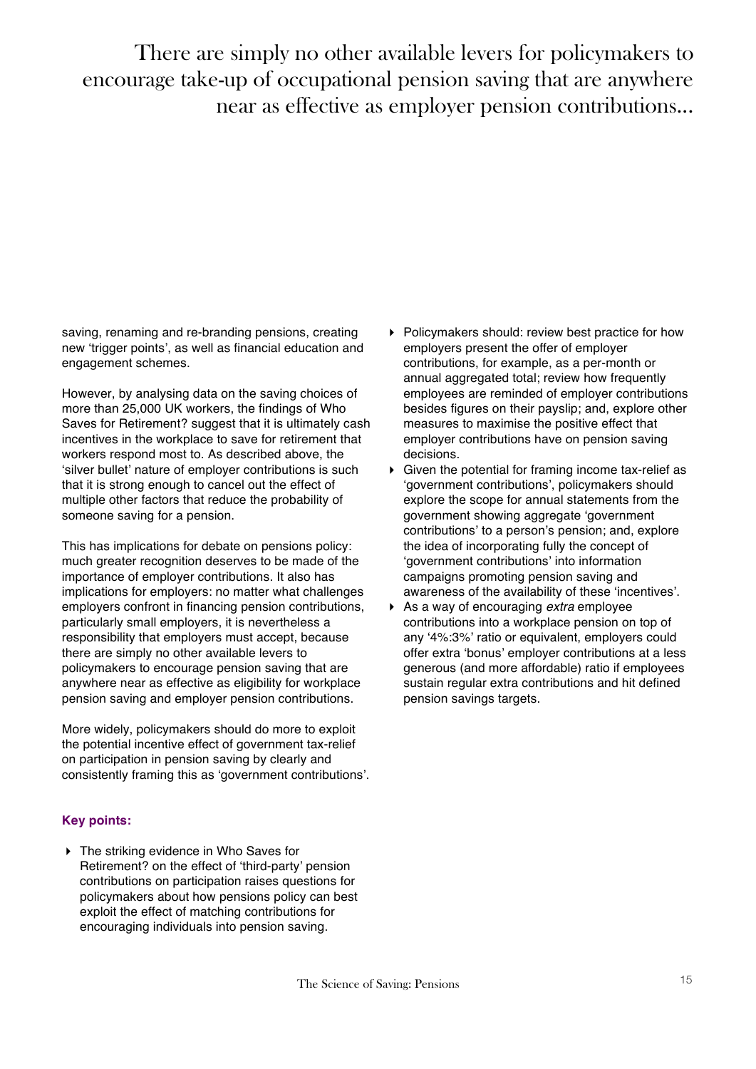> There are simply no other available levers for policymakers to encourage take-up of occupational pension saving that are anywhere near as effective as employer pension contributions...

saving, renaming and re-branding pensions, creating new 'trigger points', as well as financial education and engagement schemes.

However, by analysing data on the saving choices of more than 25,000 UK workers, the findings of Who Saves for Retirement? suggest that it is ultimately cash incentives in the workplace to save for retirement that workers respond most to. As described above, the 'silver bullet' nature of employer contributions is such that it is strong enough to cancel out the effect of multiple other factors that reduce the probability of someone saving for a pension.

This has implications for debate on pensions policy: much greater recognition deserves to be made of the importance of employer contributions. It also has implications for employers: no matter what challenges employers confront in financing pension contributions, particularly small employers, it is nevertheless a responsibility that employers must accept, because there are simply no other available levers to policymakers to encourage pension saving that are anywhere near as effective as eligibility for workplace pension saving and employer pension contributions.

More widely, policymakers should do more to exploit the potential incentive effect of government tax-relief on participation in pension saving by clearly and consistently framing this as 'government contributions'.

**Key points:**

- The striking evidence in Who Saves for Retirement? on the effect of 'third-party' pension contributions on participation raises questions for policymakers about how pensions policy can best exploit the effect of matching contributions for encouraging individuals into pension saving.
- Policymakers should: review best practice for how employers present the offer of employer contributions, for example, as a per-month or annual aggregated total; review how frequently employees are reminded of employer contributions besides figures on their payslip; and, explore other measures to maximise the positive effect that employer contributions have on pension saving decisions.
- Given the potential for framing income tax-relief as 'government contributions', policymakers should explore the scope for annual statements from the government showing aggregate 'government contributions' to a person's pension; and, explore the idea of incorporating fully the concept of 'government contributions' into information campaigns promoting pension saving and awareness of the availability of these 'incentives'.
- As a way of encouraging *extra* employee contributions into a workplace pension on top of any '4%:3%' ratio or equivalent, employers could offer extra 'bonus' employer contributions at a less generous (and more affordable) ratio if employees sustain regular extra contributions and hit defined pension savings targets.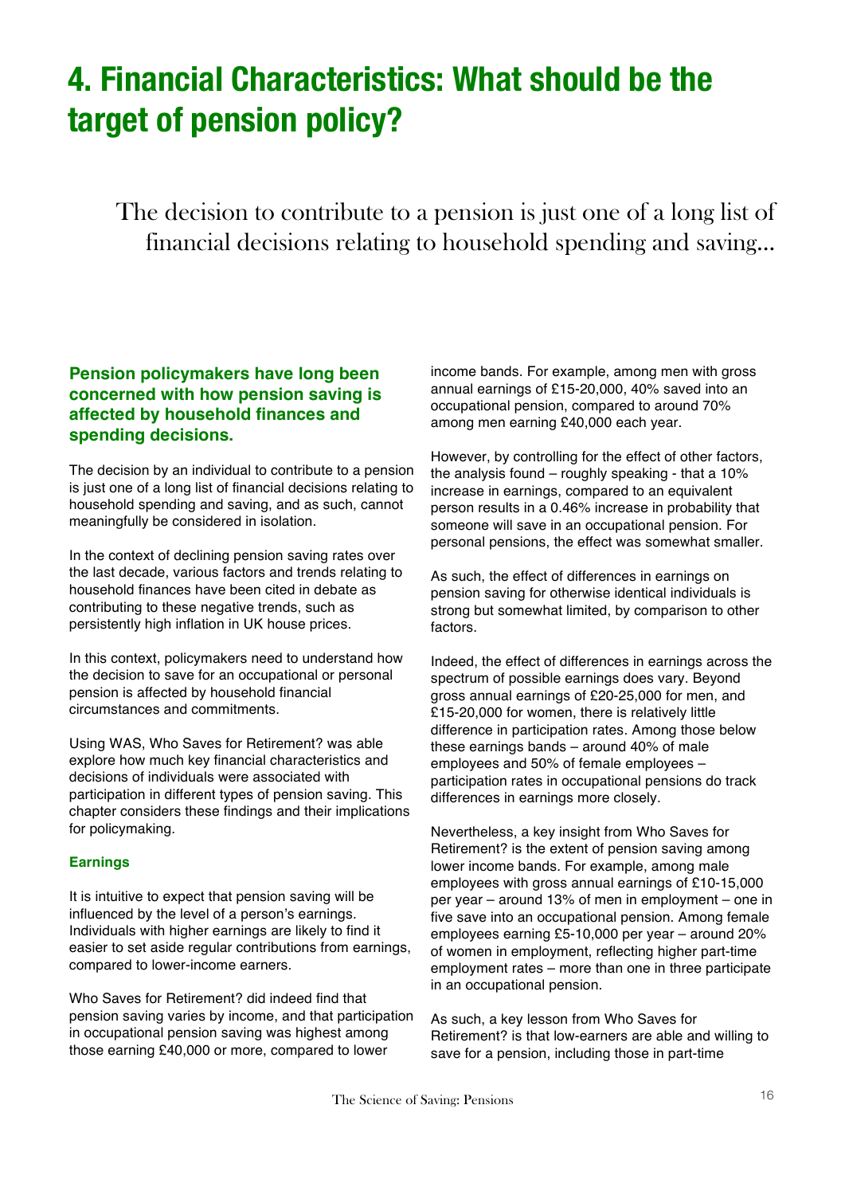# 4. Financial Characteristics: What should be the target of pension policy?

The decision to contribute to a pension is just one of a long list of financial decisions relating to household spending and saving...

## Pension policymakers have long been concerned with how pension saving is affected by household finances and spending decisions.

The decision by an individual to contribute to a pension is just one of a long list of financial decisions relating to household spending and saving, and as such, cannot meaningfully be considered in isolation.

In the context of declining pension saving rates over the last decade, various factors and trends relating to household finances have been cited in debate as contributing to these negative trends, such as persistently high inflation in UK house prices.

In this context, policymakers need to understand how the decision to save for an occupational or personal pension is affected by household financial circumstances and commitments.

Using WAS, Who Saves for Retirement? was able explore how much key financial characteristics and decisions of individuals were associated with participation in different types of pension saving. This chapter considers these findings and their implications for policymaking.

### Earnings

It is intuitive to expect that pension saving will be influenced by the level of a person's earnings. Individuals with higher earnings are likely to find it easier to set aside regular contributions from earnings, compared to lower-income earners.

Who Saves for Retirement? did indeed find that pension saving varies by income, and that participation in occupational pension saving was highest among those earning £40,000 or more, compared to lower income bands. For example, among men with gross annual earnings of £15-20,000, 40% saved into an occupational pension, compared to around 70% among men earning £40,000 each year.

However, by controlling for the effect of other factors, the analysis found – roughly speaking - that a 10% increase in earnings, compared to an equivalent person results in a 0.46% increase in probability that someone will save in an occupational pension. For personal pensions, the effect was somewhat smaller.

As such, the effect of differences in earnings on pension saving for otherwise identical individuals is strong but somewhat limited, by comparison to other factors.

Indeed, the effect of differences in earnings across the spectrum of possible earnings does vary. Beyond gross annual earnings of £20-25,000 for men, and £15-20,000 for women, there is relatively little difference in participation rates. Among those below these earnings bands – around 40% of male employees and 50% of female employees – participation rates in occupational pensions do track differences in earnings more closely.

Nevertheless, a key insight from Who Saves for Retirement? is the extent of pension saving among lower income bands. For example, among male employees with gross annual earnings of £10-15,000 per year – around 13% of men in employment – one in five save into an occupational pension. Among female employees earning £5-10,000 per year – around 20% of women in employment, reflecting higher part-time employment rates – more than one in three participate in an occupational pension.

As such, a key lesson from Who Saves for Retirement? is that low-earners are able and willing to save for a pension, including those in part-time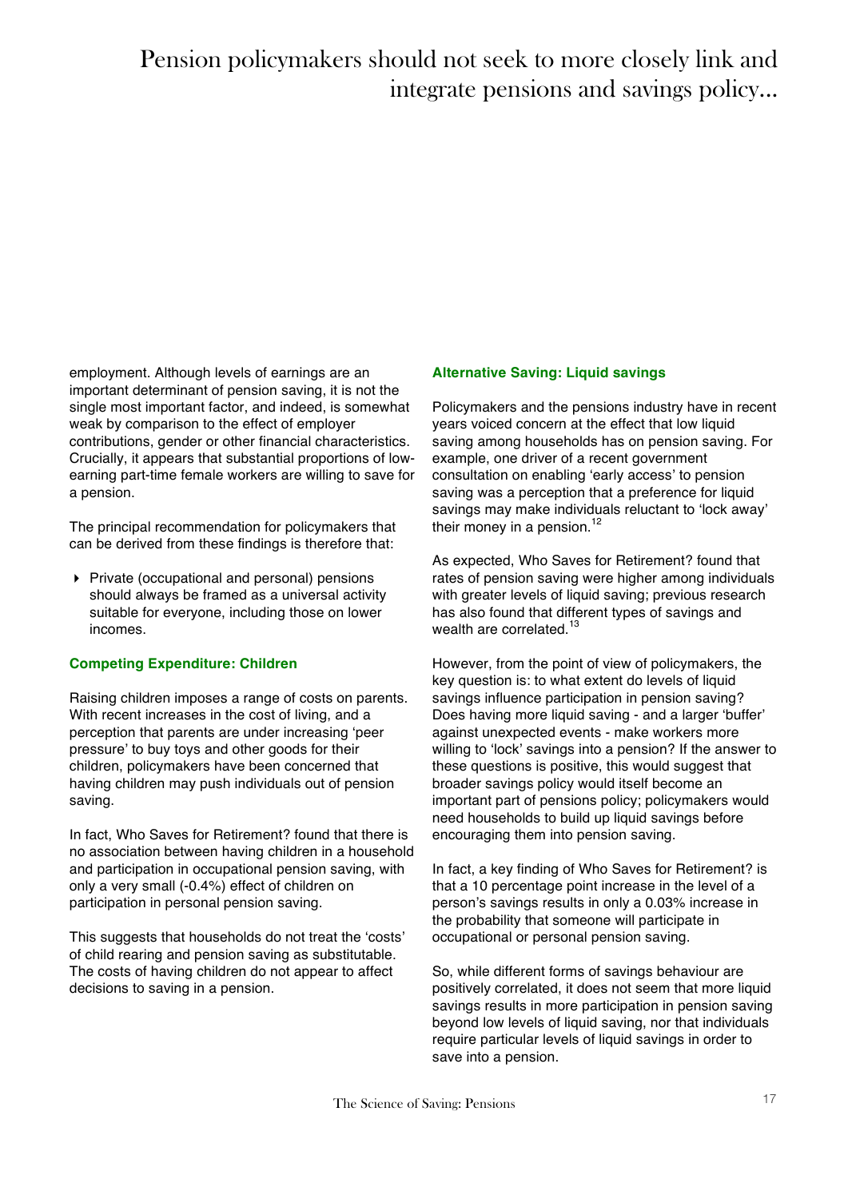# Pension policymakers should not seek to more closely link and integrate pensions and savings policy...

employment. Although levels of earnings are an important determinant of pension saving, it is not the single most important factor, and indeed, is somewhat weak by comparison to the effect of employer contributions, gender or other financial characteristics. Crucially, it appears that substantial proportions of low-earning part-time female workers are willing to save for a pension.

The principal recommendation for policymakers that can be derived from these findings is therefore that:

- Private (occupational and personal) pensions should always be framed as a universal activity suitable for everyone, including those on lower incomes.

### Competing Expenditure: Children

Raising children imposes a range of costs on parents. With recent increases in the cost of living, and a perception that parents are under increasing 'peer pressure' to buy toys and other goods for their children, policymakers have been concerned that having children may push individuals out of pension saving.

In fact, Who Saves for Retirement? found that there is no association between having children in a household and participation in occupational pension saving, with only a very small (-0.4%) effect of children on participation in personal pension saving.

This suggests that households do not treat the 'costs' of child rearing and pension saving as substitutable. The costs of having children do not appear to affect decisions to saving in a pension.

### Alternative Saving: Liquid savings

Policymakers and the pensions industry have in recent years voiced concern at the effect that low liquid saving among households has on pension saving. For example, one driver of a recent government consultation on enabling 'early access' to pension saving was a perception that a preference for liquid savings may make individuals reluctant to 'lock away' their money in a pension.[12]

As expected, Who Saves for Retirement? found that rates of pension saving were higher among individuals with greater levels of liquid saving; previous research has also found that different types of savings and wealth are correlated.[13]

However, from the point of view of policymakers, the key question is: to what extent do levels of liquid savings influence participation in pension saving? Does having more liquid saving - and a larger 'buffer' against unexpected events - make workers more willing to 'lock' savings into a pension? If the answer to these questions is positive, this would suggest that broader savings policy would itself become an important part of pensions policy; policymakers would need households to build up liquid savings before encouraging them into pension saving.

In fact, a key finding of Who Saves for Retirement? is that a 10 percentage point increase in the level of a person's savings results in only a 0.03% increase in the probability that someone will participate in occupational or personal pension saving.

So, while different forms of savings behaviour are positively correlated, it does not seem that more liquid savings results in more participation in pension saving beyond low levels of liquid saving, nor that individuals require particular levels of liquid savings in order to save into a pension.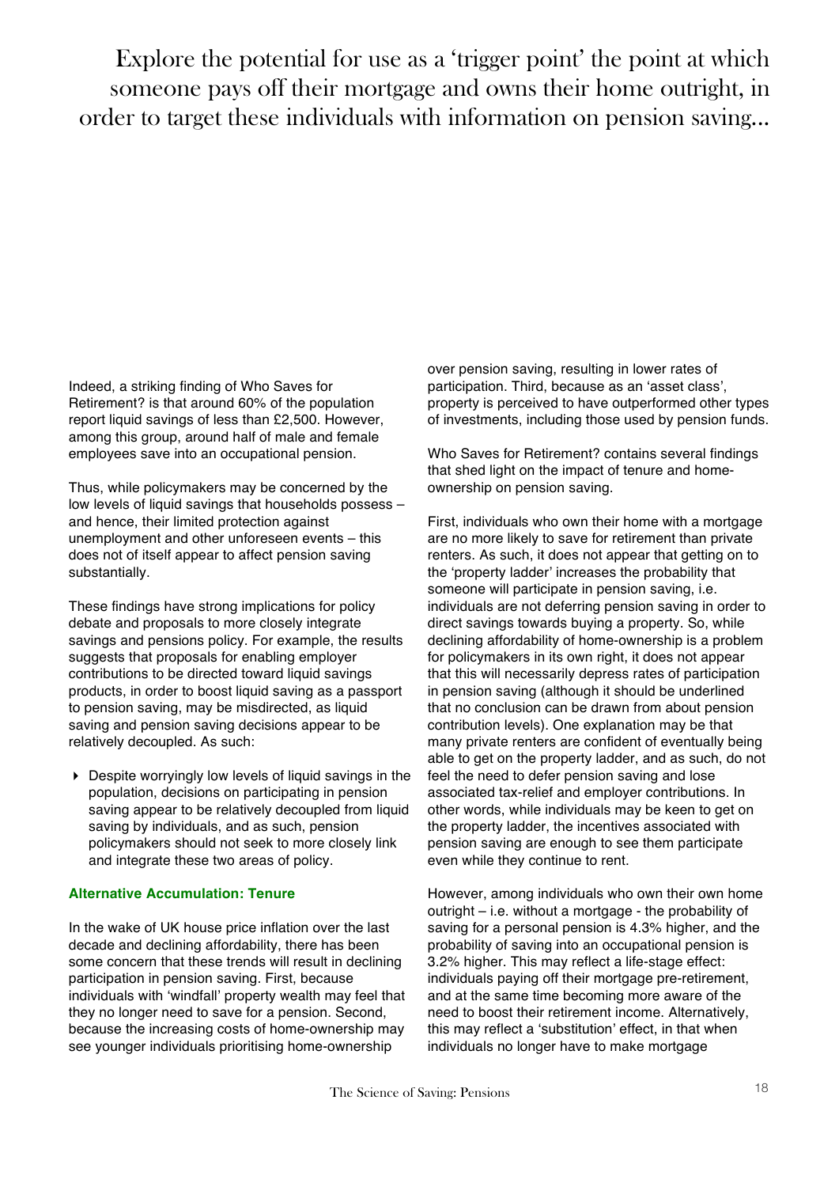Explore the potential for use as a 'trigger point' the point at which someone pays off their mortgage and owns their home outright, in order to target these individuals with information on pension saving...

Indeed, a striking finding of Who Saves for Retirement? is that around 60% of the population report liquid savings of less than £2,500. However, among this group, around half of male and female employees save into an occupational pension.

Thus, while policymakers may be concerned by the low levels of liquid savings that households possess – and hence, their limited protection against unemployment and other unforeseen events – this does not of itself appear to affect pension saving substantially.

These findings have strong implications for policy debate and proposals to more closely integrate savings and pensions policy. For example, the results suggests that proposals for enabling employer contributions to be directed toward liquid savings products, in order to boost liquid saving as a passport to pension saving, may be misdirected, as liquid saving and pension saving decisions appear to be relatively decoupled. As such:

- Despite worryingly low levels of liquid savings in the population, decisions on participating in pension saving appear to be relatively decoupled from liquid saving by individuals, and as such, pension policymakers should not seek to more closely link and integrate these two areas of policy.

### Alternative Accumulation: Tenure

In the wake of UK house price inflation over the last decade and declining affordability, there has been some concern that these trends will result in declining participation in pension saving. First, because individuals with 'windfall' property wealth may feel that they no longer need to save for a pension. Second, because the increasing costs of home-ownership may see younger individuals prioritising home-ownership over pension saving, resulting in lower rates of participation. Third, because as an 'asset class', property is perceived to have outperformed other types of investments, including those used by pension funds.

Who Saves for Retirement? contains several findings that shed light on the impact of tenure and home-ownership on pension saving.

First, individuals who own their home with a mortgage are no more likely to save for retirement than private renters. As such, it does not appear that getting on to the 'property ladder' increases the probability that someone will participate in pension saving, i.e. individuals are not deferring pension saving in order to direct savings towards buying a property. So, while declining affordability of home-ownership is a problem for policymakers in its own right, it does not appear that this will necessarily depress rates of participation in pension saving (although it should be underlined that no conclusion can be drawn from about pension contribution levels). One explanation may be that many private renters are confident of eventually being able to get on the property ladder, and as such, do not feel the need to defer pension saving and lose associated tax-relief and employer contributions. In other words, while individuals may be keen to get on the property ladder, the incentives associated with pension saving are enough to see them participate even while they continue to rent.

However, among individuals who own their own home outright – i.e. without a mortgage - the probability of saving for a personal pension is 4.3% higher, and the probability of saving into an occupational pension is 3.2% higher. This may reflect a life-stage effect: individuals paying off their mortgage pre-retirement, and at the same time becoming more aware of the need to boost their retirement income. Alternatively, this may reflect a 'substitution' effect, in that when individuals no longer have to make mortgage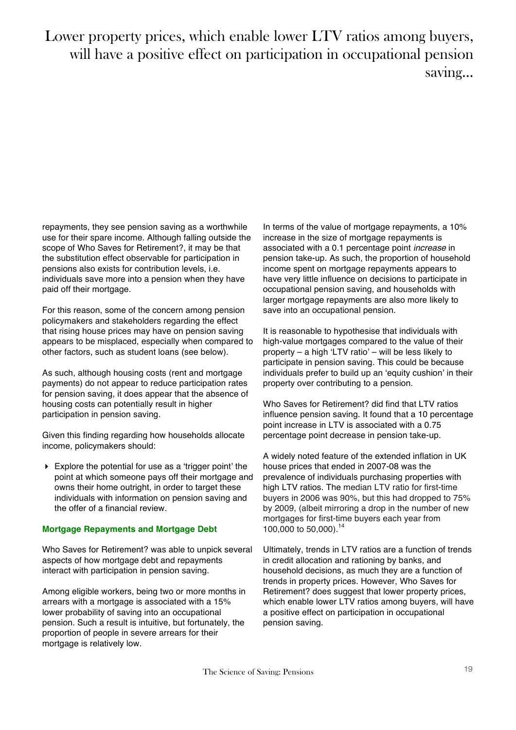> Lower property prices, which enable lower LTV ratios among buyers, will have a positive effect on participation in occupational pension saving...

repayments, they see pension saving as a worthwhile use for their spare income. Although falling outside the scope of Who Saves for Retirement?, it may be that the substitution effect observable for participation in pensions also exists for contribution levels, i.e. individuals save more into a pension when they have paid off their mortgage.

For this reason, some of the concern among pension policymakers and stakeholders regarding the effect that rising house prices may have on pension saving appears to be misplaced, especially when compared to other factors, such as student loans (see below).

As such, although housing costs (rent and mortgage payments) do not appear to reduce participation rates for pension saving, it does appear that the absence of housing costs can potentially result in higher participation in pension saving.

Given this finding regarding how households allocate income, policymakers should:

- Explore the potential for use as a 'trigger point' the point at which someone pays off their mortgage and owns their home outright, in order to target these individuals with information on pension saving and the offer of a financial review.

### Mortgage Repayments and Mortgage Debt

Who Saves for Retirement? was able to unpick several aspects of how mortgage debt and repayments interact with participation in pension saving.

Among eligible workers, being two or more months in arrears with a mortgage is associated with a 15% lower probability of saving into an occupational pension. Such a result is intuitive, but fortunately, the proportion of people in severe arrears for their mortgage is relatively low.

In terms of the value of mortgage repayments, a 10% increase in the size of mortgage repayments is associated with a 0.1 percentage point *increase* in pension take-up. As such, the proportion of household income spent on mortgage repayments appears to have very little influence on decisions to participate in occupational pension saving, and households with larger mortgage repayments are also more likely to save into an occupational pension.

It is reasonable to hypothesise that individuals with high-value mortgages compared to the value of their property – a high 'LTV ratio' – will be less likely to participate in pension saving. This could be because individuals prefer to build up an 'equity cushion' in their property over contributing to a pension.

Who Saves for Retirement? did find that LTV ratios influence pension saving. It found that a 10 percentage point increase in LTV is associated with a 0.75 percentage point decrease in pension take-up.

A widely noted feature of the extended inflation in UK house prices that ended in 2007-08 was the prevalence of individuals purchasing properties with high LTV ratios. The median LTV ratio for first-time buyers in 2006 was 90%, but this had dropped to 75% by 2009, (albeit mirroring a drop in the number of new mortgages for first-time buyers each year from 100,000 to 50,000).[14]

Ultimately, trends in LTV ratios are a function of trends in credit allocation and rationing by banks, and household decisions, as much they are a function of trends in property prices. However, Who Saves for Retirement? does suggest that lower property prices, which enable lower LTV ratios among buyers, will have a positive effect on participation in occupational pension saving.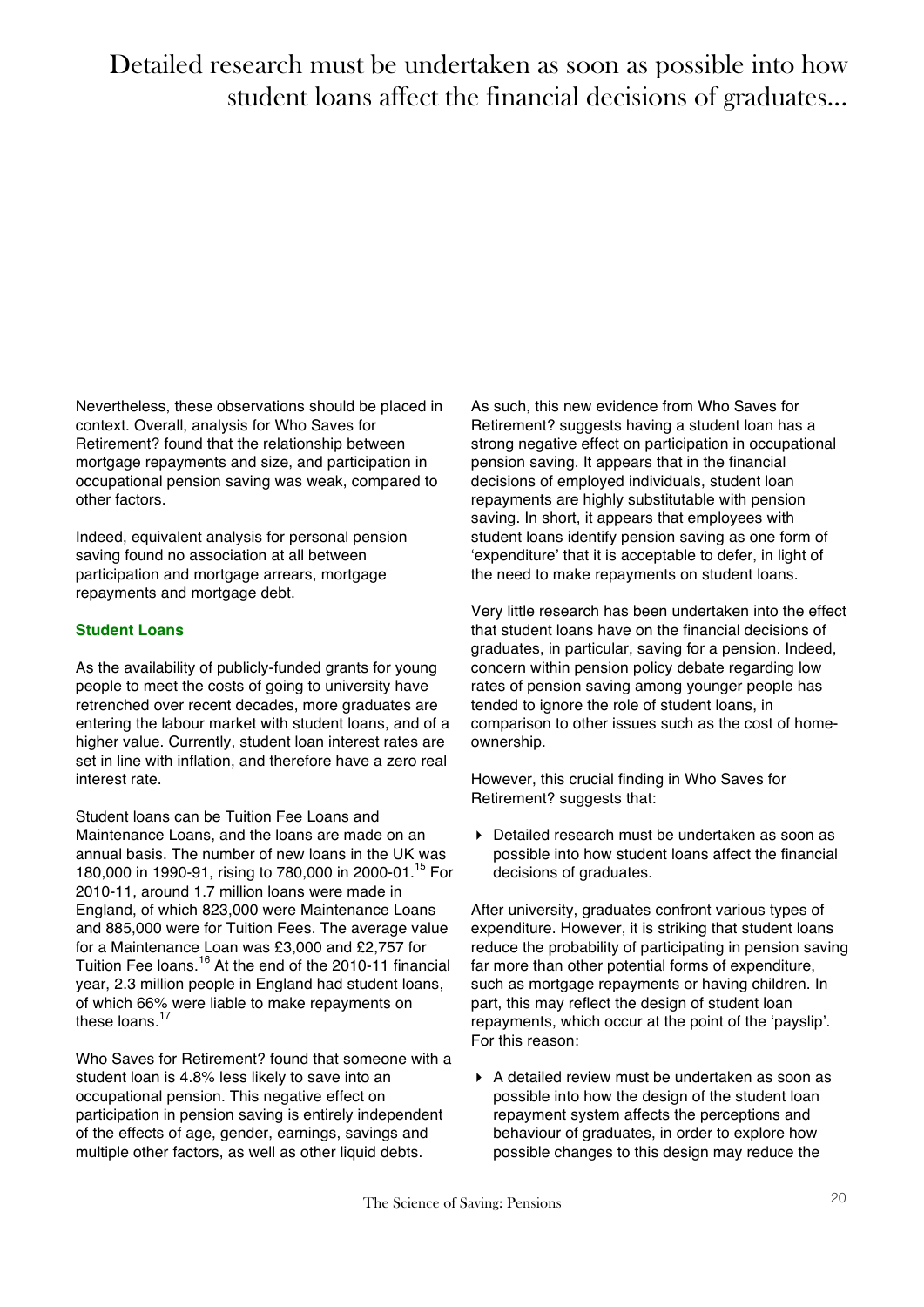Detailed research must be undertaken as soon as possible into how student loans affect the financial decisions of graduates...

Nevertheless, these observations should be placed in context. Overall, analysis for Who Saves for Retirement? found that the relationship between mortgage repayments and size, and participation in occupational pension saving was weak, compared to other factors.

Indeed, equivalent analysis for personal pension saving found no association at all between participation and mortgage arrears, mortgage repayments and mortgage debt.

### Student Loans

As the availability of publicly-funded grants for young people to meet the costs of going to university have retrenched over recent decades, more graduates are entering the labour market with student loans, and of a higher value. Currently, student loan interest rates are set in line with inflation, and therefore have a zero real interest rate.

Student loans can be Tuition Fee Loans and Maintenance Loans, and the loans are made on an annual basis. The number of new loans in the UK was 180,000 in 1990-91, rising to 780,000 in 2000-01.[15] For 2010-11, around 1.7 million loans were made in England, of which 823,000 were Maintenance Loans and 885,000 were for Tuition Fees. The average value for a Maintenance Loan was £3,000 and £2,757 for Tuition Fee loans.[16] At the end of the 2010-11 financial year, 2.3 million people in England had student loans, of which 66% were liable to make repayments on these loans.[17]

Who Saves for Retirement? found that someone with a student loan is 4.8% less likely to save into an occupational pension. This negative effect on participation in pension saving is entirely independent of the effects of age, gender, earnings, savings and multiple other factors, as well as other liquid debts.

As such, this new evidence from Who Saves for Retirement? suggests having a student loan has a strong negative effect on participation in occupational pension saving. It appears that in the financial decisions of employed individuals, student loan repayments are highly substitutable with pension saving. In short, it appears that employees with student loans identify pension saving as one form of 'expenditure' that it is acceptable to defer, in light of the need to make repayments on student loans.

Very little research has been undertaken into the effect that student loans have on the financial decisions of graduates, in particular, saving for a pension. Indeed, concern within pension policy debate regarding low rates of pension saving among younger people has tended to ignore the role of student loans, in comparison to other issues such as the cost of home-ownership.

However, this crucial finding in Who Saves for Retirement? suggests that:

- Detailed research must be undertaken as soon as possible into how student loans affect the financial decisions of graduates.

After university, graduates confront various types of expenditure. However, it is striking that student loans reduce the probability of participating in pension saving far more than other potential forms of expenditure, such as mortgage repayments or having children. In part, this may reflect the design of student loan repayments, which occur at the point of the 'payslip'. For this reason:

- A detailed review must be undertaken as soon as possible into how the design of the student loan repayment system affects the perceptions and behaviour of graduates, in order to explore how possible changes to this design may reduce the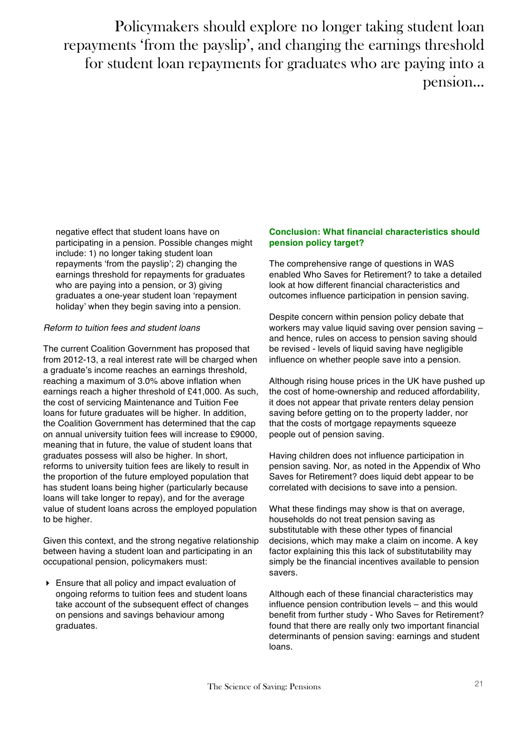Policymakers should explore no longer taking student loan repayments 'from the payslip', and changing the earnings threshold for student loan repayments for graduates who are paying into a pension...

negative effect that student loans have on participating in a pension. Possible changes might include: 1) no longer taking student loan repayments 'from the payslip'; 2) changing the earnings threshold for repayments for graduates who are paying into a pension, or 3) giving graduates a one-year student loan 'repayment holiday' when they begin saving into a pension.

*Reform to tuition fees and student loans*

The current Coalition Government has proposed that from 2012-13, a real interest rate will be charged when a graduate's income reaches an earnings threshold, reaching a maximum of 3.0% above inflation when earnings reach a higher threshold of £41,000. As such, the cost of servicing Maintenance and Tuition Fee loans for future graduates will be higher. In addition, the Coalition Government has determined that the cap on annual university tuition fees will increase to £9000, meaning that in future, the value of student loans that graduates possess will also be higher. In short, reforms to university tuition fees are likely to result in the proportion of the future employed population that has student loans being higher (particularly because loans will take longer to repay), and for the average value of student loans across the employed population to be higher.

Given this context, and the strong negative relationship between having a student loan and participating in an occupational pension, policymakers must:

- Ensure that all policy and impact evaluation of ongoing reforms to tuition fees and student loans take account of the subsequent effect of changes on pensions and savings behaviour among graduates.

**Conclusion: What financial characteristics should pension policy target?**

The comprehensive range of questions in WAS enabled Who Saves for Retirement? to take a detailed look at how different financial characteristics and outcomes influence participation in pension saving.

Despite concern within pension policy debate that workers may value liquid saving over pension saving – and hence, rules on access to pension saving should be revised - levels of liquid saving have negligible influence on whether people save into a pension.

Although rising house prices in the UK have pushed up the cost of home-ownership and reduced affordability, it does not appear that private renters delay pension saving before getting on to the property ladder, nor that the costs of mortgage repayments squeeze people out of pension saving.

Having children does not influence participation in pension saving. Nor, as noted in the Appendix of Who Saves for Retirement? does liquid debt appear to be correlated with decisions to save into a pension.

What these findings may show is that on average, households do not treat pension saving as substitutable with these other types of financial decisions, which may make a claim on income. A key factor explaining this this lack of substitutability may simply be the financial incentives available to pension savers.

Although each of these financial characteristics may influence pension contribution levels – and this would benefit from further study - Who Saves for Retirement? found that there are really only two important financial determinants of pension saving: earnings and student loans.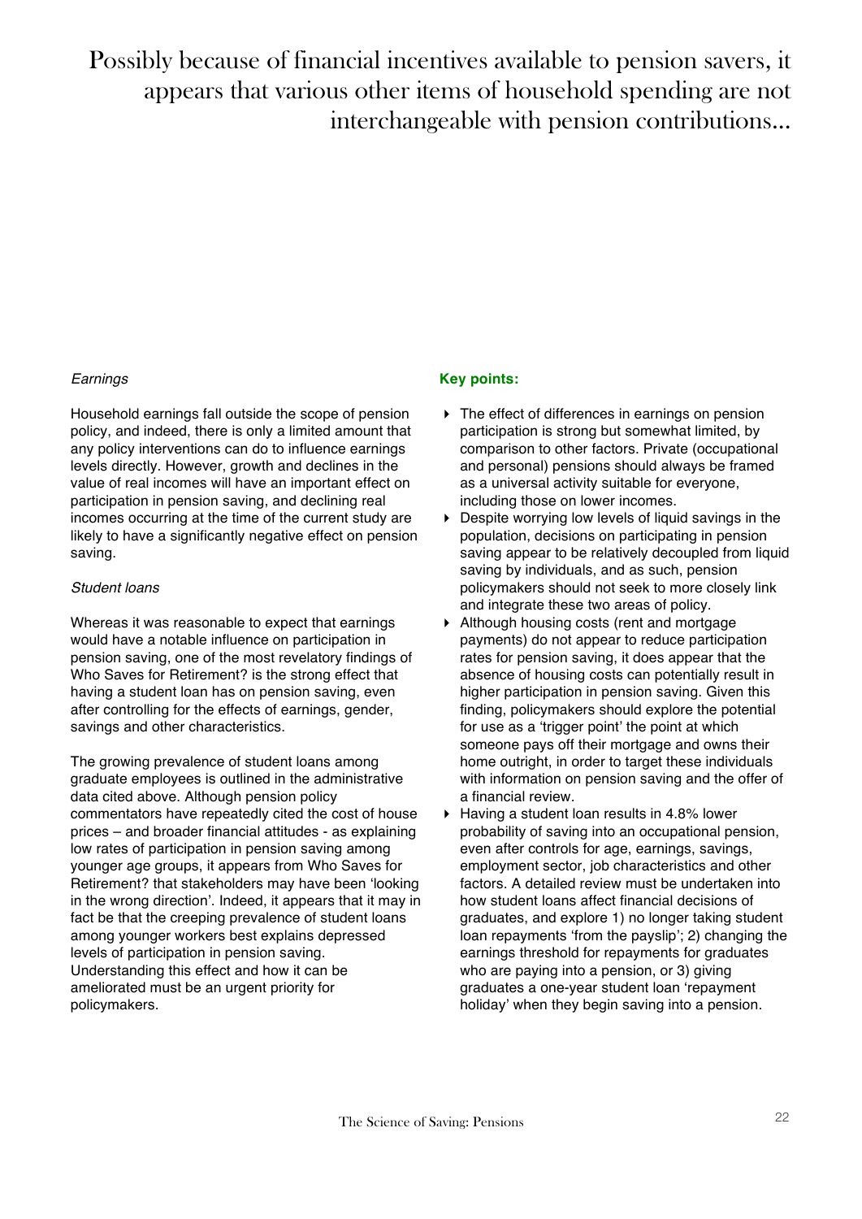# Possibly because of financial incentives available to pension savers, it appears that various other items of household spending are not interchangeable with pension contributions...

*Earnings*

Household earnings fall outside the scope of pension policy, and indeed, there is only a limited amount that any policy interventions can do to influence earnings levels directly. However, growth and declines in the value of real incomes will have an important effect on participation in pension saving, and declining real incomes occurring at the time of the current study are likely to have a significantly negative effect on pension saving.

*Student loans*

Whereas it was reasonable to expect that earnings would have a notable influence on participation in pension saving, one of the most revelatory findings of Who Saves for Retirement? is the strong effect that having a student loan has on pension saving, even after controlling for the effects of earnings, gender, savings and other characteristics.

The growing prevalence of student loans among graduate employees is outlined in the administrative data cited above. Although pension policy commentators have repeatedly cited the cost of house prices – and broader financial attitudes - as explaining low rates of participation in pension saving among younger age groups, it appears from Who Saves for Retirement? that stakeholders may have been 'looking in the wrong direction'. Indeed, it appears that it may in fact be that the creeping prevalence of student loans among younger workers best explains depressed levels of participation in pension saving. Understanding this effect and how it can be ameliorated must be an urgent priority for policymakers.

**Key points:**

- The effect of differences in earnings on pension participation is strong but somewhat limited, by comparison to other factors. Private (occupational and personal) pensions should always be framed as a universal activity suitable for everyone, including those on lower incomes.
- Despite worrying low levels of liquid savings in the population, decisions on participating in pension saving appear to be relatively decoupled from liquid saving by individuals, and as such, pension policymakers should not seek to more closely link and integrate these two areas of policy.
- Although housing costs (rent and mortgage payments) do not appear to reduce participation rates for pension saving, it does appear that the absence of housing costs can potentially result in higher participation in pension saving. Given this finding, policymakers should explore the potential for use as a 'trigger point' the point at which someone pays off their mortgage and owns their home outright, in order to target these individuals with information on pension saving and the offer of a financial review.
- Having a student loan results in 4.8% lower probability of saving into an occupational pension, even after controls for age, earnings, savings, employment sector, job characteristics and other factors. A detailed review must be undertaken into how student loans affect financial decisions of graduates, and explore 1) no longer taking student loan repayments 'from the payslip'; 2) changing the earnings threshold for repayments for graduates who are paying into a pension, or 3) giving graduates a one-year student loan 'repayment holiday' when they begin saving into a pension.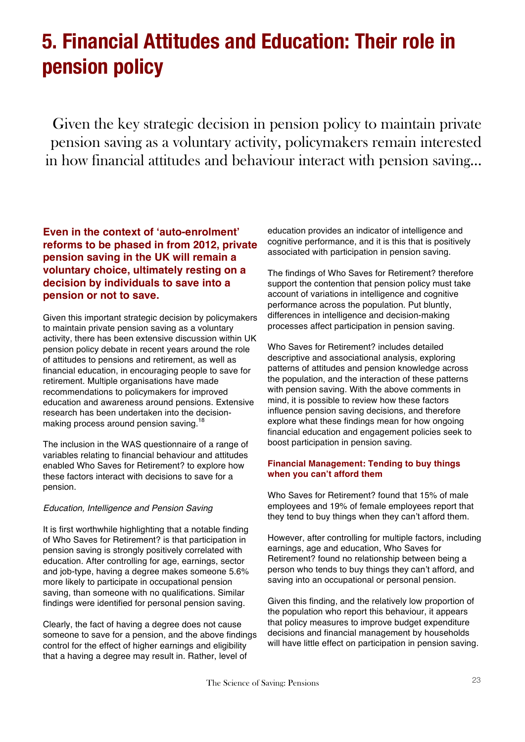# 5. Financial Attitudes and Education: Their role in pension policy

Given the key strategic decision in pension policy to maintain private pension saving as a voluntary activity, policymakers remain interested in how financial attitudes and behaviour interact with pension saving...

**Even in the context of 'auto-enrolment' reforms to be phased in from 2012, private pension saving in the UK will remain a voluntary choice, ultimately resting on a decision by individuals to save into a pension or not to save.**

Given this important strategic decision by policymakers to maintain private pension saving as a voluntary activity, there has been extensive discussion within UK pension policy debate in recent years around the role of attitudes to pensions and retirement, as well as financial education, in encouraging people to save for retirement. Multiple organisations have made recommendations to policymakers for improved education and awareness around pensions. Extensive research has been undertaken into the decision-making process around pension saving.[18]

The inclusion in the WAS questionnaire of a range of variables relating to financial behaviour and attitudes enabled Who Saves for Retirement? to explore how these factors interact with decisions to save for a pension.

*Education, Intelligence and Pension Saving*

It is first worthwhile highlighting that a notable finding of Who Saves for Retirement? is that participation in pension saving is strongly positively correlated with education. After controlling for age, earnings, sector and job-type, having a degree makes someone 5.6% more likely to participate in occupational pension saving, than someone with no qualifications. Similar findings were identified for personal pension saving.

Clearly, the fact of having a degree does not cause someone to save for a pension, and the above findings control for the effect of higher earnings and eligibility that a having a degree may result in. Rather, level of education provides an indicator of intelligence and cognitive performance, and it is this that is positively associated with participation in pension saving.

The findings of Who Saves for Retirement? therefore support the contention that pension policy must take account of variations in intelligence and cognitive performance across the population. Put bluntly, differences in intelligence and decision-making processes affect participation in pension saving.

Who Saves for Retirement? includes detailed descriptive and associational analysis, exploring patterns of attitudes and pension knowledge across the population, and the interaction of these patterns with pension saving. With the above comments in mind, it is possible to review how these factors influence pension saving decisions, and therefore explore what these findings mean for how ongoing financial education and engagement policies seek to boost participation in pension saving.

### Financial Management: Tending to buy things when you can't afford them

Who Saves for Retirement? found that 15% of male employees and 19% of female employees report that they tend to buy things when they can't afford them.

However, after controlling for multiple factors, including earnings, age and education, Who Saves for Retirement? found no relationship between being a person who tends to buy things they can't afford, and saving into an occupational or personal pension.

Given this finding, and the relatively low proportion of the population who report this behaviour, it appears that policy measures to improve budget expenditure decisions and financial management by households will have little effect on participation in pension saving.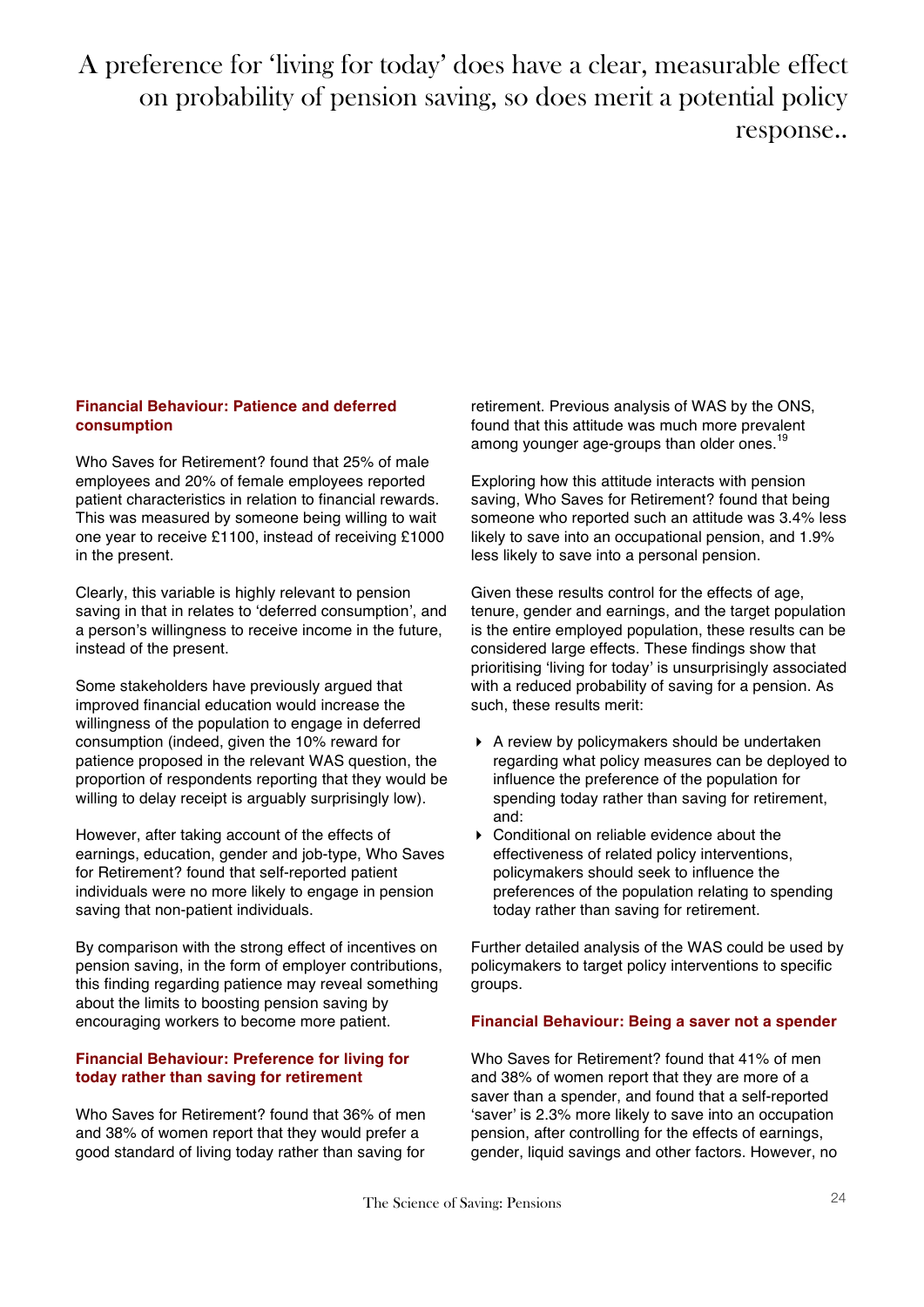# A preference for 'living for today' does have a clear, measurable effect on probability of pension saving, so does merit a potential policy response..

### Financial Behaviour: Patience and deferred consumption

Who Saves for Retirement? found that 25% of male employees and 20% of female employees reported patient characteristics in relation to financial rewards. This was measured by someone being willing to wait one year to receive £1100, instead of receiving £1000 in the present.

Clearly, this variable is highly relevant to pension saving in that in relates to 'deferred consumption', and a person's willingness to receive income in the future, instead of the present.

Some stakeholders have previously argued that improved financial education would increase the willingness of the population to engage in deferred consumption (indeed, given the 10% reward for patience proposed in the relevant WAS question, the proportion of respondents reporting that they would be willing to delay receipt is arguably surprisingly low).

However, after taking account of the effects of earnings, education, gender and job-type, Who Saves for Retirement? found that self-reported patient individuals were no more likely to engage in pension saving that non-patient individuals.

By comparison with the strong effect of incentives on pension saving, in the form of employer contributions, this finding regarding patience may reveal something about the limits to boosting pension saving by encouraging workers to become more patient.

### Financial Behaviour: Preference for living for today rather than saving for retirement

Who Saves for Retirement? found that 36% of men and 38% of women report that they would prefer a good standard of living today rather than saving for retirement. Previous analysis of WAS by the ONS, found that this attitude was much more prevalent among younger age-groups than older ones.[19]

Exploring how this attitude interacts with pension saving, Who Saves for Retirement? found that being someone who reported such an attitude was 3.4% less likely to save into an occupational pension, and 1.9% less likely to save into a personal pension.

Given these results control for the effects of age, tenure, gender and earnings, and the target population is the entire employed population, these results can be considered large effects. These findings show that prioritising 'living for today' is unsurprisingly associated with a reduced probability of saving for a pension. As such, these results merit:

- A review by policymakers should be undertaken regarding what policy measures can be deployed to influence the preference of the population for spending today rather than saving for retirement, and:
- Conditional on reliable evidence about the effectiveness of related policy interventions, policymakers should seek to influence the preferences of the population relating to spending today rather than saving for retirement.

Further detailed analysis of the WAS could be used by policymakers to target policy interventions to specific groups.

### Financial Behaviour: Being a saver not a spender

Who Saves for Retirement? found that 41% of men and 38% of women report that they are more of a saver than a spender, and found that a self-reported 'saver' is 2.3% more likely to save into an occupation pension, after controlling for the effects of earnings, gender, liquid savings and other factors. However, no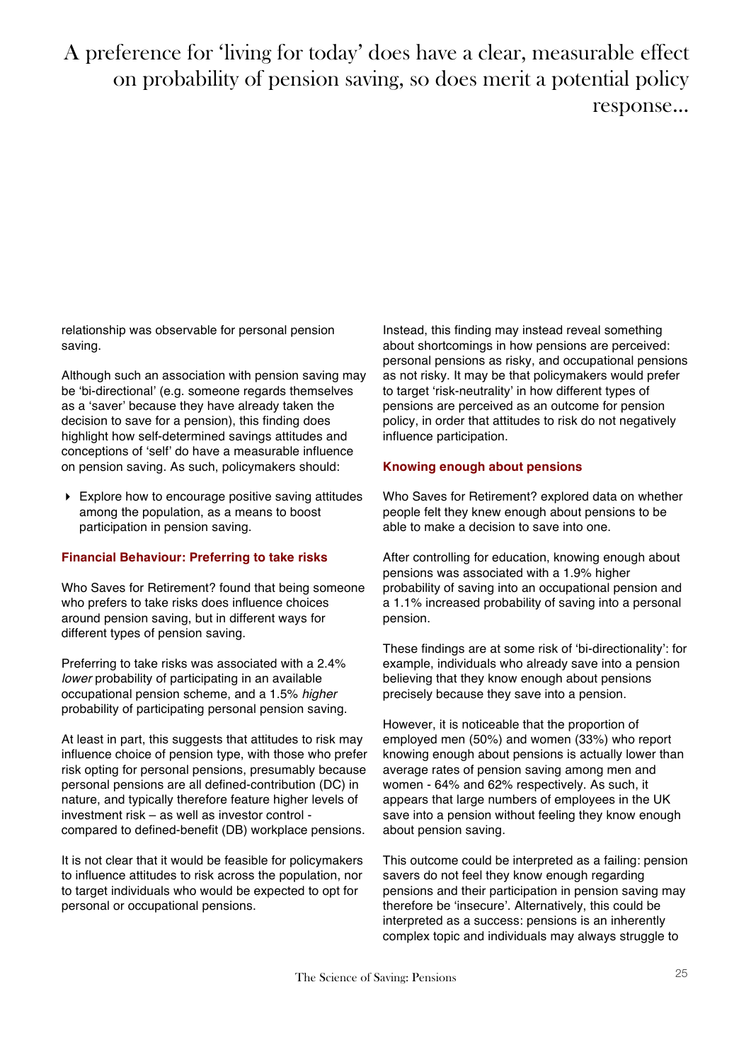# A preference for 'living for today' does have a clear, measurable effect on probability of pension saving, so does merit a potential policy response...

relationship was observable for personal pension saving.

Although such an association with pension saving may be 'bi-directional' (e.g. someone regards themselves as a 'saver' because they have already taken the decision to save for a pension), this finding does highlight how self-determined savings attitudes and conceptions of 'self' do have a measurable influence on pension saving. As such, policymakers should:

- Explore how to encourage positive saving attitudes among the population, as a means to boost participation in pension saving.

### Financial Behaviour: Preferring to take risks

Who Saves for Retirement? found that being someone who prefers to take risks does influence choices around pension saving, but in different ways for different types of pension saving.

Preferring to take risks was associated with a 2.4% *lower* probability of participating in an available occupational pension scheme, and a 1.5% *higher* probability of participating personal pension saving.

At least in part, this suggests that attitudes to risk may influence choice of pension type, with those who prefer risk opting for personal pensions, presumably because personal pensions are all defined-contribution (DC) in nature, and typically therefore feature higher levels of investment risk – as well as investor control - compared to defined-benefit (DB) workplace pensions.

It is not clear that it would be feasible for policymakers to influence attitudes to risk across the population, nor to target individuals who would be expected to opt for personal or occupational pensions.

Instead, this finding may instead reveal something about shortcomings in how pensions are perceived: personal pensions as risky, and occupational pensions as not risky. It may be that policymakers would prefer to target 'risk-neutrality' in how different types of pensions are perceived as an outcome for pension policy, in order that attitudes to risk do not negatively influence participation.

### Knowing enough about pensions

Who Saves for Retirement? explored data on whether people felt they knew enough about pensions to be able to make a decision to save into one.

After controlling for education, knowing enough about pensions was associated with a 1.9% higher probability of saving into an occupational pension and a 1.1% increased probability of saving into a personal pension.

These findings are at some risk of 'bi-directionality': for example, individuals who already save into a pension believing that they know enough about pensions precisely because they save into a pension.

However, it is noticeable that the proportion of employed men (50%) and women (33%) who report knowing enough about pensions is actually lower than average rates of pension saving among men and women - 64% and 62% respectively. As such, it appears that large numbers of employees in the UK save into a pension without feeling they know enough about pension saving.

This outcome could be interpreted as a failing: pension savers do not feel they know enough regarding pensions and their participation in pension saving may therefore be 'insecure'. Alternatively, this could be interpreted as a success: pensions is an inherently complex topic and individuals may always struggle to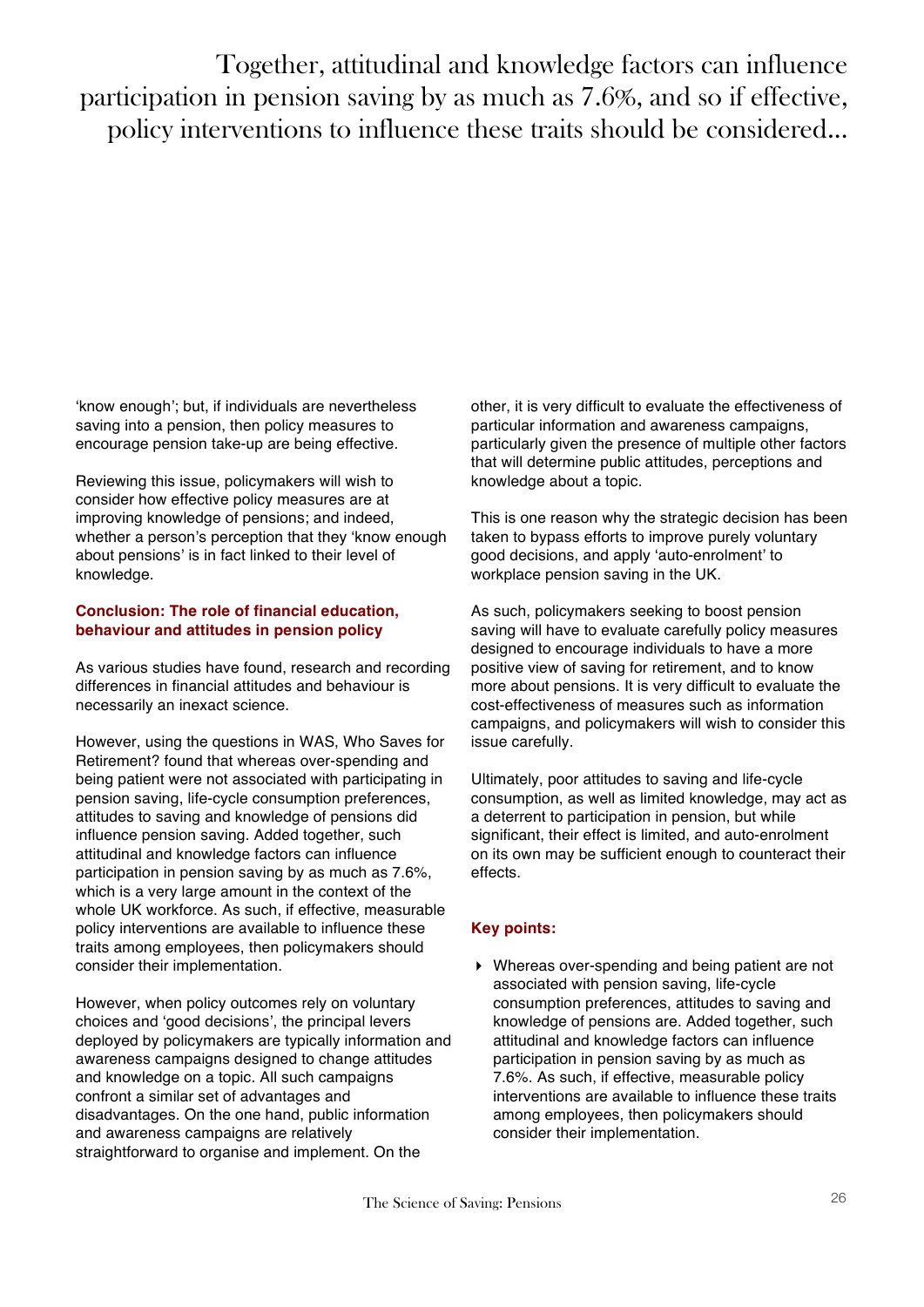Together, attitudinal and knowledge factors can influence participation in pension saving by as much as 7.6%, and so if effective, policy interventions to influence these traits should be considered...

'know enough'; but, if individuals are nevertheless saving into a pension, then policy measures to encourage pension take-up are being effective.

Reviewing this issue, policymakers will wish to consider how effective policy measures are at improving knowledge of pensions; and indeed, whether a person's perception that they 'know enough about pensions' is in fact linked to their level of knowledge.

**Conclusion: The role of financial education, behaviour and attitudes in pension policy**

As various studies have found, research and recording differences in financial attitudes and behaviour is necessarily an inexact science.

However, using the questions in WAS, Who Saves for Retirement? found that whereas over-spending and being patient were not associated with participating in pension saving, life-cycle consumption preferences, attitudes to saving and knowledge of pensions did influence pension saving. Added together, such attitudinal and knowledge factors can influence participation in pension saving by as much as 7.6%, which is a very large amount in the context of the whole UK workforce. As such, if effective, measurable policy interventions are available to influence these traits among employees, then policymakers should consider their implementation.

However, when policy outcomes rely on voluntary choices and 'good decisions', the principal levers deployed by policymakers are typically information and awareness campaigns designed to change attitudes and knowledge on a topic. All such campaigns confront a similar set of advantages and disadvantages. On the one hand, public information and awareness campaigns are relatively straightforward to organise and implement. On the other, it is very difficult to evaluate the effectiveness of particular information and awareness campaigns, particularly given the presence of multiple other factors that will determine public attitudes, perceptions and knowledge about a topic.

This is one reason why the strategic decision has been taken to bypass efforts to improve purely voluntary good decisions, and apply 'auto-enrolment' to workplace pension saving in the UK.

As such, policymakers seeking to boost pension saving will have to evaluate carefully policy measures designed to encourage individuals to have a more positive view of saving for retirement, and to know more about pensions. It is very difficult to evaluate the cost-effectiveness of measures such as information campaigns, and policymakers will wish to consider this issue carefully.

Ultimately, poor attitudes to saving and life-cycle consumption, as well as limited knowledge, may act as a deterrent to participation in pension, but while significant, their effect is limited, and auto-enrolment on its own may be sufficient enough to counteract their effects.

**Key points:**

- Whereas over-spending and being patient are not associated with pension saving, life-cycle consumption preferences, attitudes to saving and knowledge of pensions are. Added together, such attitudinal and knowledge factors can influence participation in pension saving by as much as 7.6%. As such, if effective, measurable policy interventions are available to influence these traits among employees, then policymakers should consider their implementation.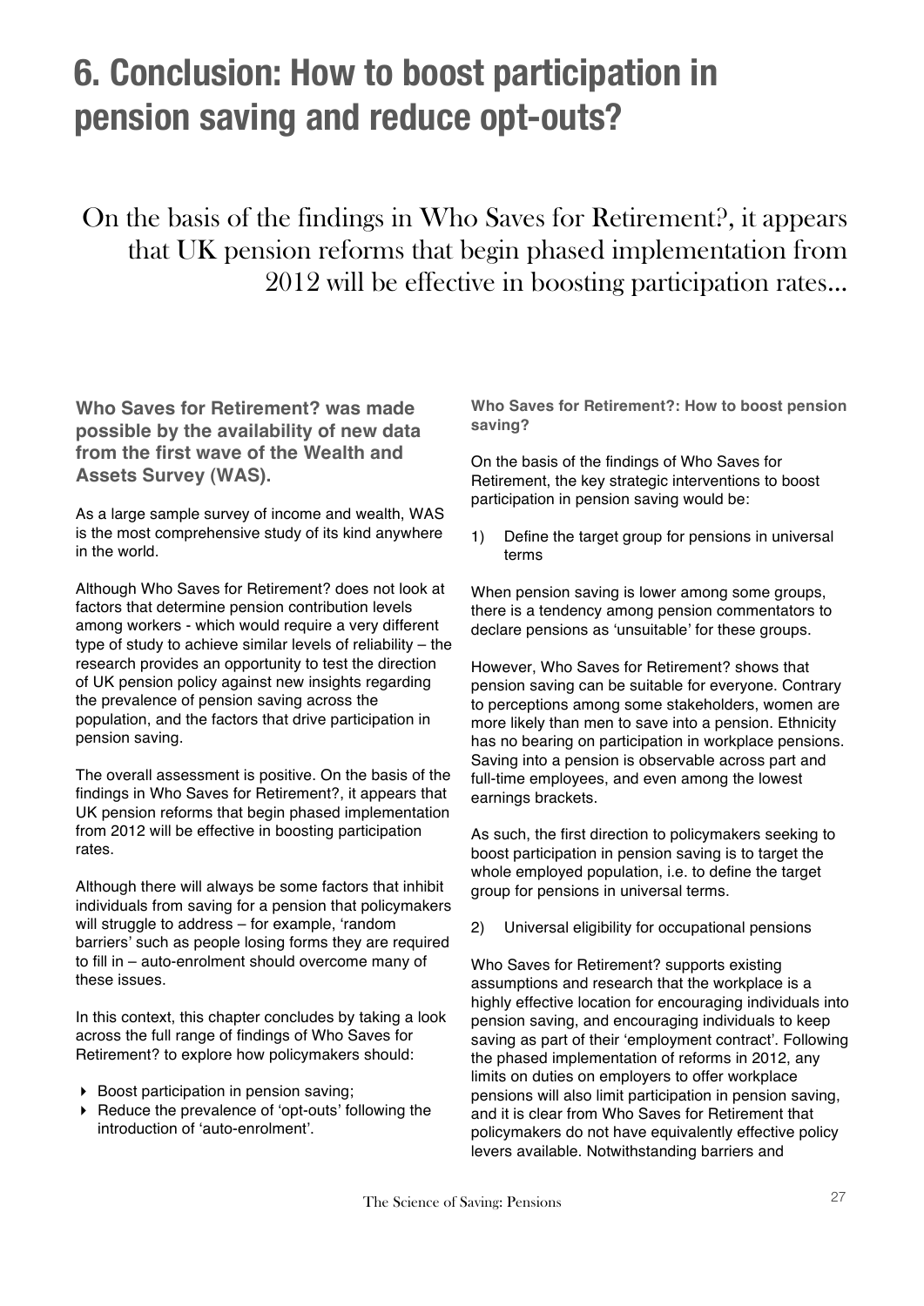# 6. Conclusion: How to boost participation in pension saving and reduce opt-outs?

On the basis of the findings in Who Saves for Retirement?, it appears that UK pension reforms that begin phased implementation from 2012 will be effective in boosting participation rates...

**Who Saves for Retirement? was made possible by the availability of new data from the first wave of the Wealth and Assets Survey (WAS).**

As a large sample survey of income and wealth, WAS is the most comprehensive study of its kind anywhere in the world.

Although Who Saves for Retirement? does not look at factors that determine pension contribution levels among workers - which would require a very different type of study to achieve similar levels of reliability – the research provides an opportunity to test the direction of UK pension policy against new insights regarding the prevalence of pension saving across the population, and the factors that drive participation in pension saving.

The overall assessment is positive. On the basis of the findings in Who Saves for Retirement?, it appears that UK pension reforms that begin phased implementation from 2012 will be effective in boosting participation rates.

Although there will always be some factors that inhibit individuals from saving for a pension that policymakers will struggle to address – for example, 'random barriers' such as people losing forms they are required to fill in – auto-enrolment should overcome many of these issues.

In this context, this chapter concludes by taking a look across the full range of findings of Who Saves for Retirement? to explore how policymakers should:

- Boost participation in pension saving;
- Reduce the prevalence of 'opt-outs' following the introduction of 'auto-enrolment'.

**Who Saves for Retirement?: How to boost pension saving?**

On the basis of the findings of Who Saves for Retirement, the key strategic interventions to boost participation in pension saving would be:

1) Define the target group for pensions in universal terms

When pension saving is lower among some groups, there is a tendency among pension commentators to declare pensions as 'unsuitable' for these groups.

However, Who Saves for Retirement? shows that pension saving can be suitable for everyone. Contrary to perceptions among some stakeholders, women are more likely than men to save into a pension. Ethnicity has no bearing on participation in workplace pensions. Saving into a pension is observable across part and full-time employees, and even among the lowest earnings brackets.

As such, the first direction to policymakers seeking to boost participation in pension saving is to target the whole employed population, i.e. to define the target group for pensions in universal terms.

2) Universal eligibility for occupational pensions

Who Saves for Retirement? supports existing assumptions and research that the workplace is a highly effective location for encouraging individuals into pension saving, and encouraging individuals to keep saving as part of their 'employment contract'. Following the phased implementation of reforms in 2012, any limits on duties on employers to offer workplace pensions will also limit participation in pension saving, and it is clear from Who Saves for Retirement that policymakers do not have equivalently effective policy levers available. Notwithstanding barriers and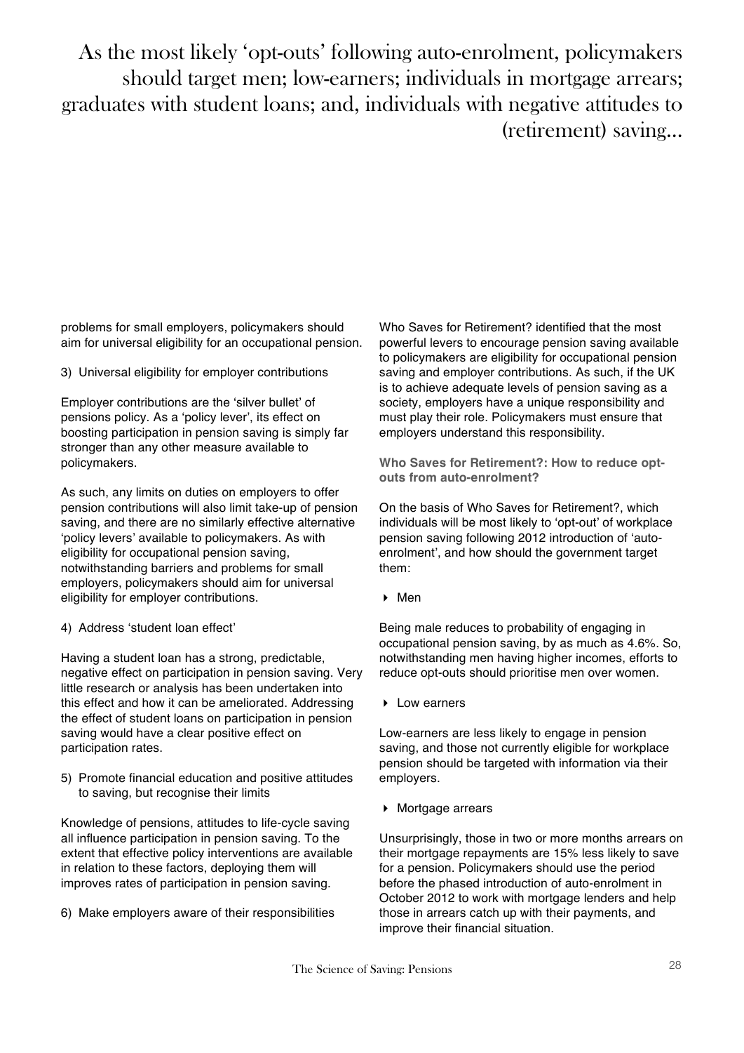# As the most likely 'opt-outs' following auto-enrolment, policymakers should target men; low-earners; individuals in mortgage arrears; graduates with student loans; and, individuals with negative attitudes to (retirement) saving...

problems for small employers, policymakers should aim for universal eligibility for an occupational pension.

3) Universal eligibility for employer contributions

Employer contributions are the 'silver bullet' of pensions policy. As a 'policy lever', its effect on boosting participation in pension saving is simply far stronger than any other measure available to policymakers.

As such, any limits on duties on employers to offer pension contributions will also limit take-up of pension saving, and there are no similarly effective alternative 'policy levers' available to policymakers. As with eligibility for occupational pension saving, notwithstanding barriers and problems for small employers, policymakers should aim for universal eligibility for employer contributions.

4) Address 'student loan effect'

Having a student loan has a strong, predictable, negative effect on participation in pension saving. Very little research or analysis has been undertaken into this effect and how it can be ameliorated. Addressing the effect of student loans on participation in pension saving would have a clear positive effect on participation rates.

5) Promote financial education and positive attitudes to saving, but recognise their limits

Knowledge of pensions, attitudes to life-cycle saving all influence participation in pension saving. To the extent that effective policy interventions are available in relation to these factors, deploying them will improves rates of participation in pension saving.

6) Make employers aware of their responsibilities

Who Saves for Retirement? identified that the most powerful levers to encourage pension saving available to policymakers are eligibility for occupational pension saving and employer contributions. As such, if the UK is to achieve adequate levels of pension saving as a society, employers have a unique responsibility and must play their role. Policymakers must ensure that employers understand this responsibility.

**Who Saves for Retirement?: How to reduce opt-outs from auto-enrolment?**

On the basis of Who Saves for Retirement?, which individuals will be most likely to 'opt-out' of workplace pension saving following 2012 introduction of 'auto-enrolment', and how should the government target them:

- Men

Being male reduces to probability of engaging in occupational pension saving, by as much as 4.6%. So, notwithstanding men having higher incomes, efforts to reduce opt-outs should prioritise men over women.

- Low earners

Low-earners are less likely to engage in pension saving, and those not currently eligible for workplace pension should be targeted with information via their employers.

- Mortgage arrears

Unsurprisingly, those in two or more months arrears on their mortgage repayments are 15% less likely to save for a pension. Policymakers should use the period before the phased introduction of auto-enrolment in October 2012 to work with mortgage lenders and help those in arrears catch up with their payments, and improve their financial situation.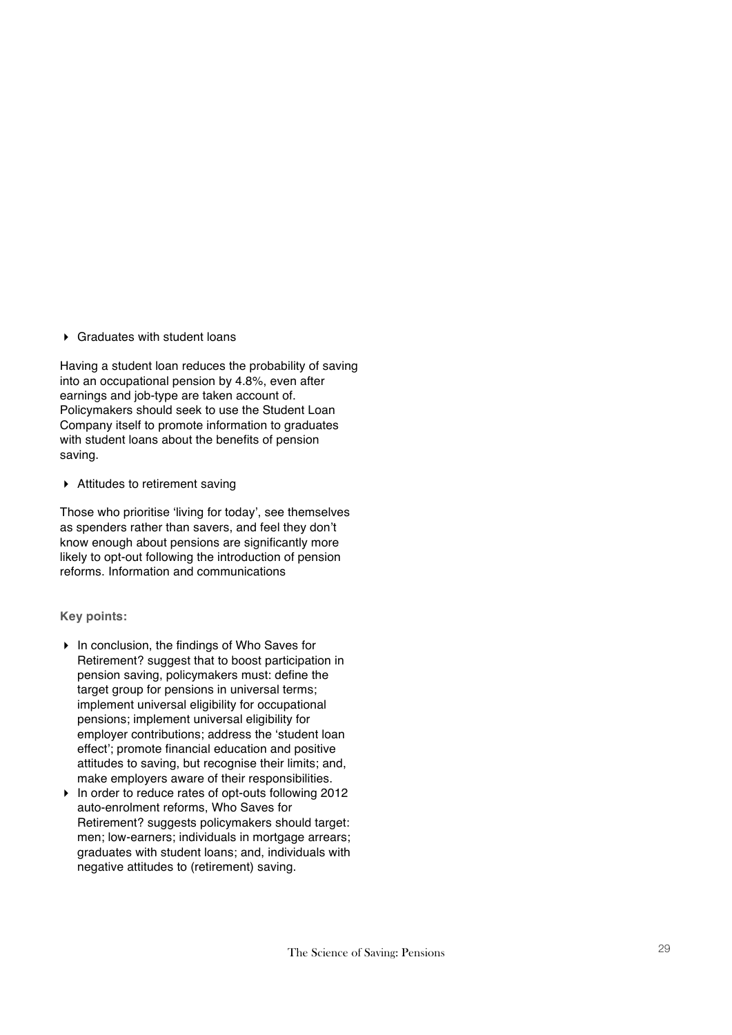- Graduates with student loans

Having a student loan reduces the probability of saving into an occupational pension by 4.8%, even after earnings and job-type are taken account of. Policymakers should seek to use the Student Loan Company itself to promote information to graduates with student loans about the benefits of pension saving.

- Attitudes to retirement saving

Those who prioritise 'living for today', see themselves as spenders rather than savers, and feel they don't know enough about pensions are significantly more likely to opt-out following the introduction of pension reforms. Information and communications

**Key points:**

- In conclusion, the findings of Who Saves for Retirement? suggest that to boost participation in pension saving, policymakers must: define the target group for pensions in universal terms; implement universal eligibility for occupational pensions; implement universal eligibility for employer contributions; address the 'student loan effect'; promote financial education and positive attitudes to saving, but recognise their limits; and, make employers aware of their responsibilities.
- In order to reduce rates of opt-outs following 2012 auto-enrolment reforms, Who Saves for Retirement? suggests policymakers should target: men; low-earners; individuals in mortgage arrears; graduates with student loans; and, individuals with negative attitudes to (retirement) saving.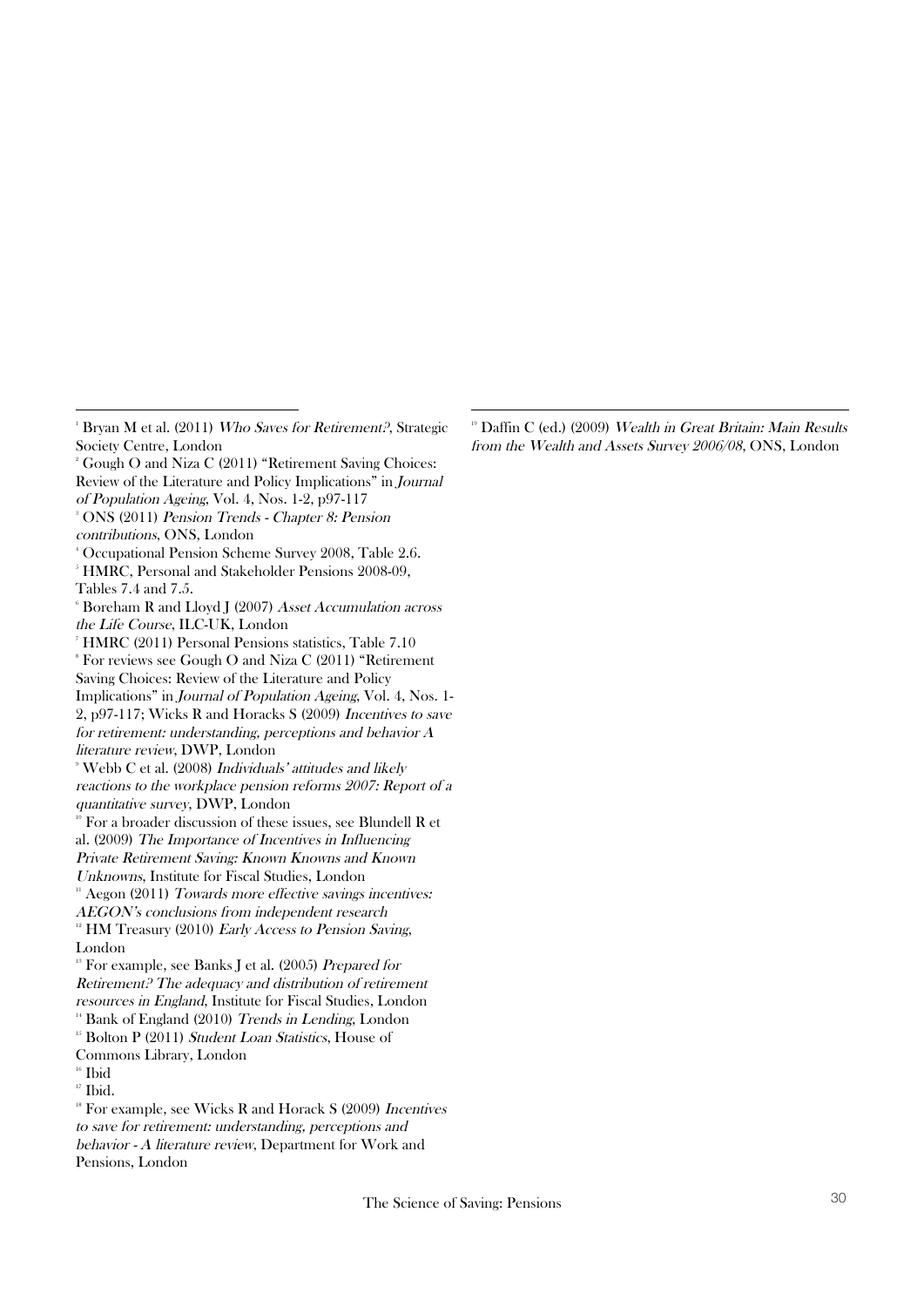[1] Bryan M et al. (2011) *Who Saves for Retirement?*, Strategic Society Centre, London

[2] Gough O and Niza C (2011) "Retirement Saving Choices: Review of the Literature and Policy Implications" in *Journal of Population Ageing*, Vol. 4, Nos. 1-2, p97-117

[3] ONS (2011) *Pension Trends - Chapter 8: Pension contributions*, ONS, London

[4] Occupational Pension Scheme Survey 2008, Table 2.6.

[5] HMRC, Personal and Stakeholder Pensions 2008-09, Tables 7.4 and 7.5.

[6] Boreham R and Lloyd J (2007) *Asset Accumulation across the Life Course*, ILC-UK, London

[7] HMRC (2011) Personal Pensions statistics, Table 7.10

[8] For reviews see Gough O and Niza C (2011) "Retirement Saving Choices: Review of the Literature and Policy Implications" in *Journal of Population Ageing*, Vol. 4, Nos. 1-2, p97-117; Wicks R and Horacks S (2009) *Incentives to save for retirement: understanding, perceptions and behavior A literature review*, DWP, London

[9] Webb C et al. (2008) *Individuals' attitudes and likely reactions to the workplace pension reforms 2007: Report of a quantitative survey*, DWP, London

[10] For a broader discussion of these issues, see Blundell R et al. (2009) *The Importance of Incentives in Influencing Private Retirement Saving: Known Knowns and Known Unknowns*, Institute for Fiscal Studies, London

[11] Aegon (2011) *Towards more effective savings incentives: AEGON's conclusions from independent research*

[12] HM Treasury (2010) *Early Access to Pension Saving*, London

[13] For example, see Banks J et al. (2005) *Prepared for Retirement? The adequacy and distribution of retirement resources in England*, Institute for Fiscal Studies, London

[14] Bank of England (2010) *Trends in Lending*, London

[15] Bolton P (2011) *Student Loan Statistics*, House of Commons Library, London

[16] Ibid

[17] Ibid.

[18] For example, see Wicks R and Horack S (2009) *Incentives to save for retirement: understanding, perceptions and behavior - A literature review*, Department for Work and Pensions, London

[19] Daffin C (ed.) (2009) *Wealth in Great Britain: Main Results from the Wealth and Assets Survey 2006/08*, ONS, London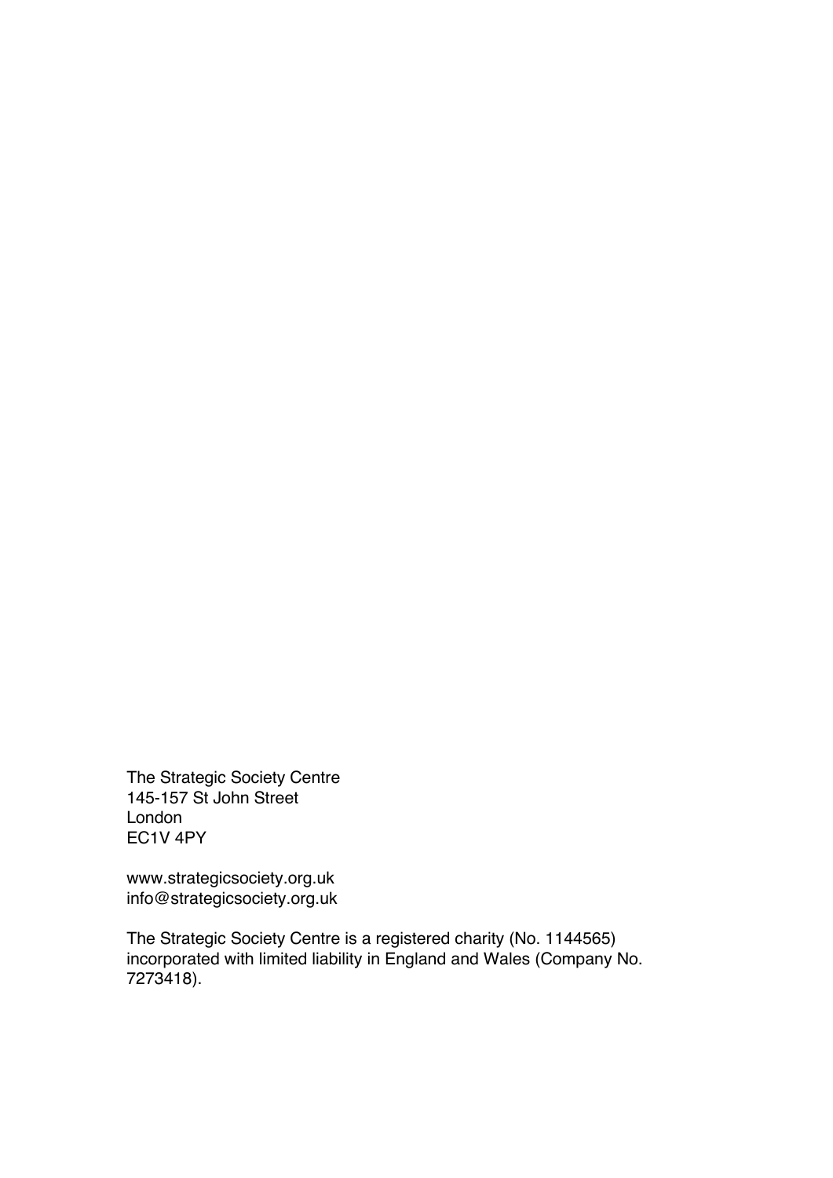The Strategic Society Centre
145-157 St John Street
London
EC1V 4PY

www.strategicsociety.org.uk
info@strategicsociety.org.uk

The Strategic Society Centre is a registered charity (No. 1144565) incorporated with limited liability in England and Wales (Company No. 7273418).